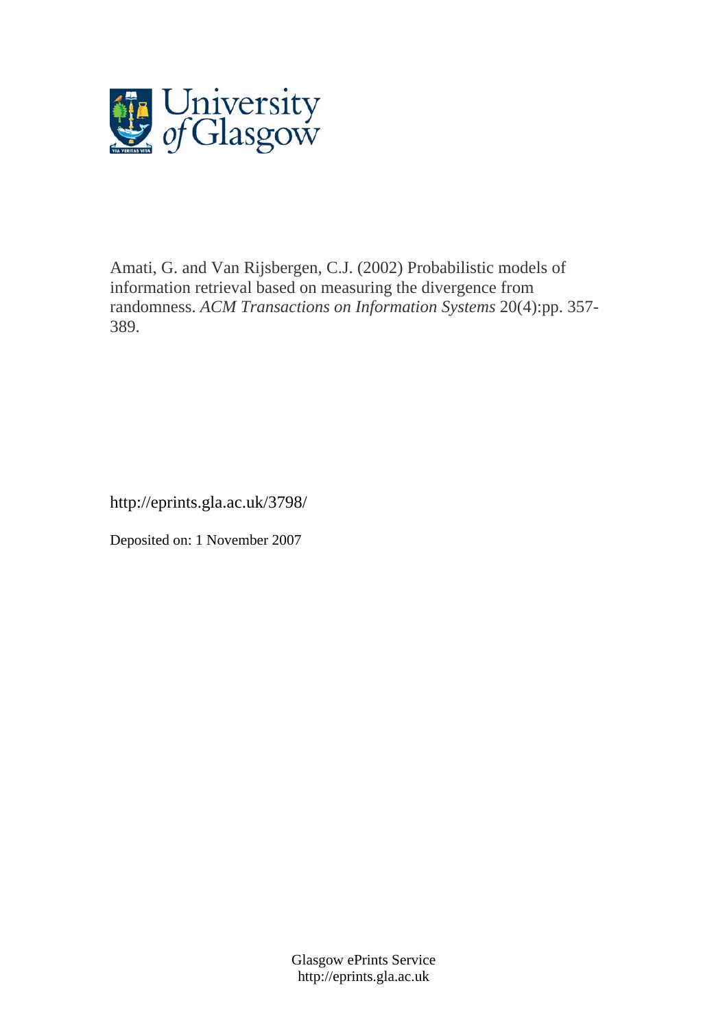University of Glasgow

Amati, G. and Van Rijsbergen, C.J. (2002) Probabilistic models of information retrieval based on measuring the divergence from randomness. *ACM Transactions on Information Systems* 20(4):pp. 357-389.

http://eprints.gla.ac.uk/3798/

Deposited on: 1 November 2007

Glasgow ePrints Service
http://eprints.gla.ac.uk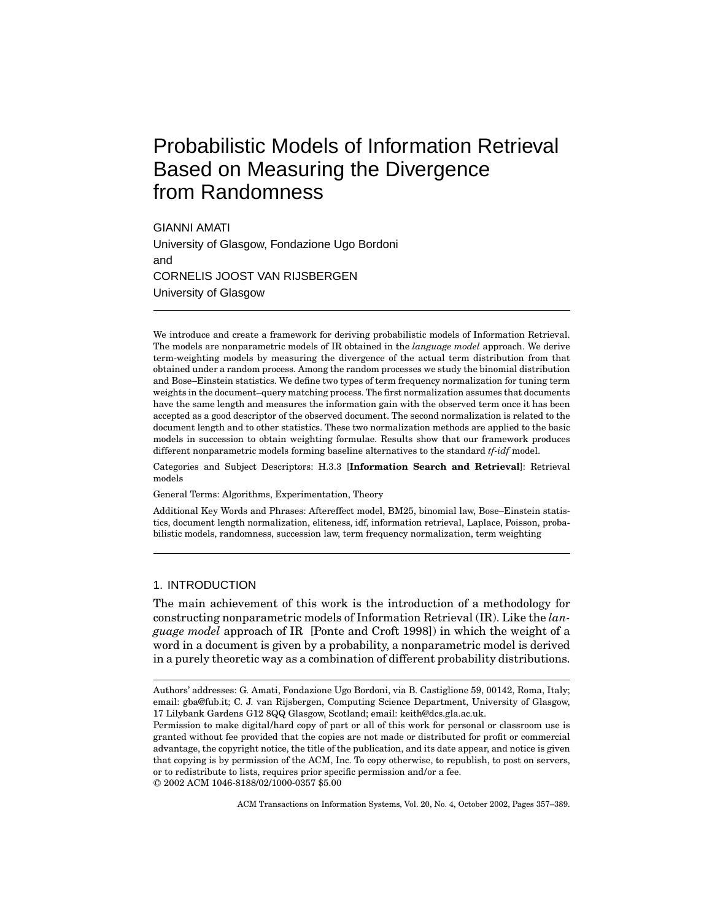# Probabilistic Models of Information Retrieval Based on Measuring the Divergence from Randomness

GIANNI AMATI
University of Glasgow, Fondazione Ugo Bordoni
and
CORNELIS JOOST VAN RIJSBERGEN
University of Glasgow

---

We introduce and create a framework for deriving probabilistic models of Information Retrieval. The models are nonparametric models of IR obtained in the *language model* approach. We derive term-weighting models by measuring the divergence of the actual term distribution from that obtained under a random process. Among the random processes we study the binomial distribution and Bose–Einstein statistics. We define two types of term frequency normalization for tuning term weights in the document–query matching process. The first normalization assumes that documents have the same length and measures the information gain with the observed term once it has been accepted as a good descriptor of the observed document. The second normalization is related to the document length and to other statistics. These two normalization methods are applied to the basic models in succession to obtain weighting formulae. Results show that our framework produces different nonparametric models forming baseline alternatives to the standard *tf-idf* model.

Categories and Subject Descriptors: H.3.3 [**Information Search and Retrieval**]: Retrieval models

General Terms: Algorithms, Experimentation, Theory

Additional Key Words and Phrases: Aftereffect model, BM25, binomial law, Bose–Einstein statistics, document length normalization, eliteness, idf, information retrieval, Laplace, Poisson, probabilistic models, randomness, succession law, term frequency normalization, term weighting

---

## 1. INTRODUCTION

The main achievement of this work is the introduction of a methodology for constructing nonparametric models of Information Retrieval (IR). Like the *language model* approach of IR [Ponte and Croft 1998]) in which the weight of a word in a document is given by a probability, a nonparametric model is derived in a purely theoretic way as a combination of different probability distributions.

---

Authors' addresses: G. Amati, Fondazione Ugo Bordoni, via B. Castiglione 59, 00142, Roma, Italy; email: gba@fub.it; C. J. van Rijsbergen, Computing Science Department, University of Glasgow, 17 Lilybank Gardens G12 8QQ Glasgow, Scotland; email: keith@dcs.gla.ac.uk.

Permission to make digital/hard copy of part or all of this work for personal or classroom use is granted without fee provided that the copies are not made or distributed for profit or commercial advantage, the copyright notice, the title of the publication, and its date appear, and notice is given that copying is by permission of the ACM, Inc. To copy otherwise, to republish, to post on servers, or to redistribute to lists, requires prior specific permission and/or a fee.

© 2002 ACM 1046-8188/02/1000-0357 $5.00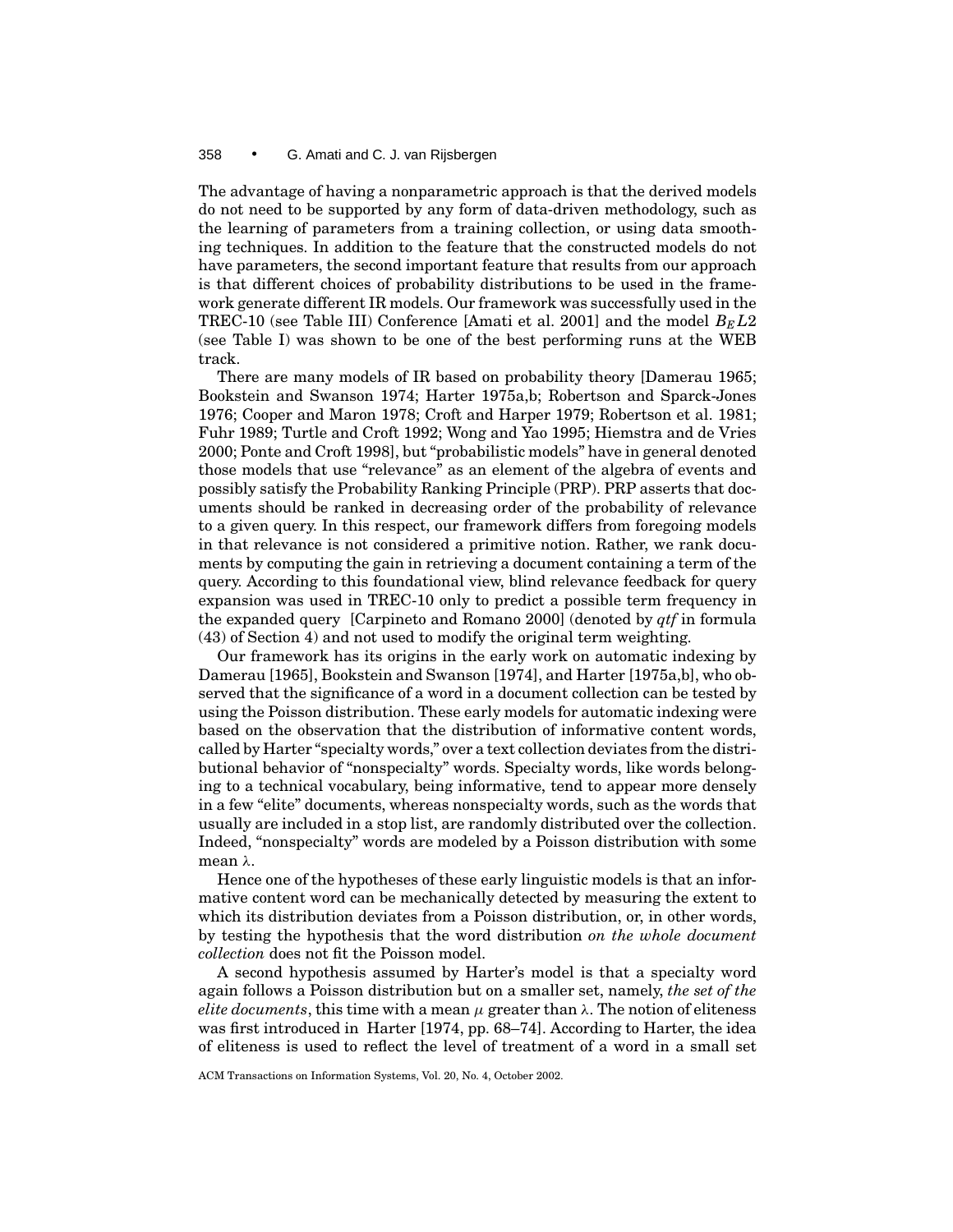The advantage of having a nonparametric approach is that the derived models do not need to be supported by any form of data-driven methodology, such as the learning of parameters from a training collection, or using data smoothing techniques. In addition to the feature that the constructed models do not have parameters, the second important feature that results from our approach is that different choices of probability distributions to be used in the framework generate different IR models. Our framework was successfully used in the TREC-10 (see Table III) Conference [Amati et al. 2001] and the model $B_E L2$ (see Table I) was shown to be one of the best performing runs at the WEB track.

There are many models of IR based on probability theory [Damerau 1965; Bookstein and Swanson 1974; Harter 1975a,b; Robertson and Sparck-Jones 1976; Cooper and Maron 1978; Croft and Harper 1979; Robertson et al. 1981; Fuhr 1989; Turtle and Croft 1992; Wong and Yao 1995; Hiemstra and de Vries 2000; Ponte and Croft 1998], but "probabilistic models" have in general denoted those models that use "relevance" as an element of the algebra of events and possibly satisfy the Probability Ranking Principle (PRP). PRP asserts that documents should be ranked in decreasing order of the probability of relevance to a given query. In this respect, our framework differs from foregoing models in that relevance is not considered a primitive notion. Rather, we rank documents by computing the gain in retrieving a document containing a term of the query. According to this foundational view, blind relevance feedback for query expansion was used in TREC-10 only to predict a possible term frequency in the expanded query [Carpineto and Romano 2000] (denoted by *qtf* in formula (43) of Section 4) and not used to modify the original term weighting.

Our framework has its origins in the early work on automatic indexing by Damerau [1965], Bookstein and Swanson [1974], and Harter [1975a,b], who observed that the significance of a word in a document collection can be tested by using the Poisson distribution. These early models for automatic indexing were based on the observation that the distribution of informative content words, called by Harter "specialty words," over a text collection deviates from the distributional behavior of "nonspecialty" words. Specialty words, like words belonging to a technical vocabulary, being informative, tend to appear more densely in a few "elite" documents, whereas nonspecialty words, such as the words that usually are included in a stop list, are randomly distributed over the collection. Indeed, "nonspecialty" words are modeled by a Poisson distribution with some mean $\lambda$.

Hence one of the hypotheses of these early linguistic models is that an informative content word can be mechanically detected by measuring the extent to which its distribution deviates from a Poisson distribution, or, in other words, by testing the hypothesis that the word distribution *on the whole document collection* does not fit the Poisson model.

A second hypothesis assumed by Harter's model is that a specialty word again follows a Poisson distribution but on a smaller set, namely, *the set of the elite documents*, this time with a mean $\mu$ greater than $\lambda$. The notion of eliteness was first introduced in Harter [1974, pp. 68–74]. According to Harter, the idea of eliteness is used to reflect the level of treatment of a word in a small set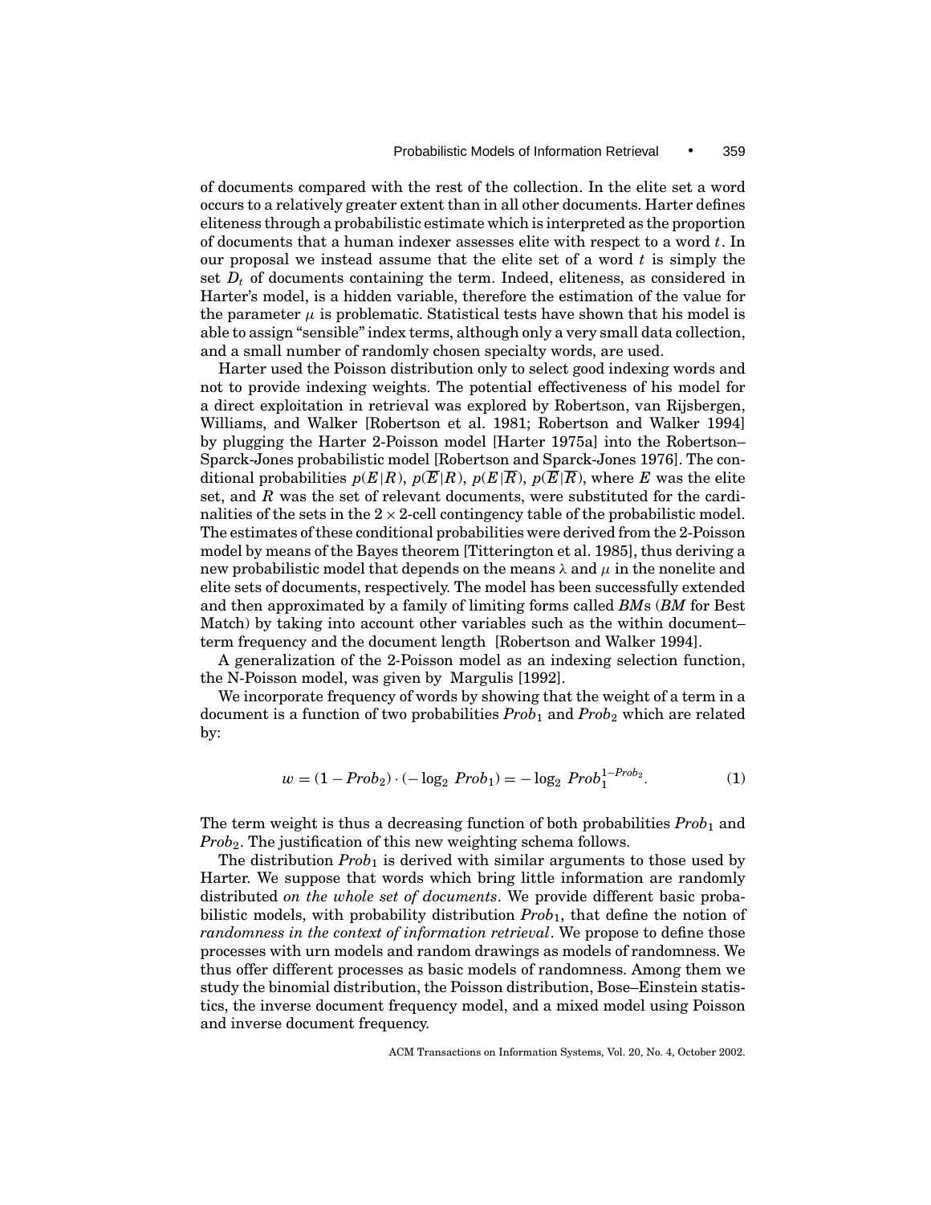of documents compared with the rest of the collection. In the elite set a word occurs to a relatively greater extent than in all other documents. Harter defines eliteness through a probabilistic estimate which is interpreted as the proportion of documents that a human indexer assesses elite with respect to a word $t$. In our proposal we instead assume that the elite set of a word $t$ is simply the set $D_t$ of documents containing the term. Indeed, eliteness, as considered in Harter's model, is a hidden variable, therefore the estimation of the value for the parameter $\mu$ is problematic. Statistical tests have shown that his model is able to assign "sensible" index terms, although only a very small data collection, and a small number of randomly chosen specialty words, are used.

Harter used the Poisson distribution only to select good indexing words and not to provide indexing weights. The potential effectiveness of his model for a direct exploitation in retrieval was explored by Robertson, van Rijsbergen, Williams, and Walker [Robertson et al. 1981; Robertson and Walker 1994] by plugging the Harter 2-Poisson model [Harter 1975a] into the Robertson–Sparck-Jones probabilistic model [Robertson and Sparck-Jones 1976]. The conditional probabilities $p(E|R)$, $p(\overline{E}|R)$, $p(E|\overline{R})$, $p(\overline{E}|\overline{R})$, where $E$ was the elite set, and $R$ was the set of relevant documents, were substituted for the cardinalities of the sets in the $2 \times 2$-cell contingency table of the probabilistic model. The estimates of these conditional probabilities were derived from the 2-Poisson model by means of the Bayes theorem [Titterington et al. 1985], thus deriving a new probabilistic model that depends on the means $\lambda$ and $\mu$ in the nonelite and elite sets of documents, respectively. The model has been successfully extended and then approximated by a family of limiting forms called *BM*s (*BM* for Best Match) by taking into account other variables such as the within document–term frequency and the document length [Robertson and Walker 1994].

A generalization of the 2-Poisson model as an indexing selection function, the N-Poisson model, was given by Margulis [1992].

We incorporate frequency of words by showing that the weight of a term in a document is a function of two probabilities $Prob_1$ and $Prob_2$ which are related by:

$$w = (1 - Prob_2) \cdot (-\log_2 Prob_1) = -\log_2 Prob_1^{1-Prob_2}. \tag{1}$$

The term weight is thus a decreasing function of both probabilities $Prob_1$ and $Prob_2$. The justification of this new weighting schema follows.

The distribution $Prob_1$ is derived with similar arguments to those used by Harter. We suppose that words which bring little information are randomly distributed *on the whole set of documents*. We provide different basic probabilistic models, with probability distribution $Prob_1$, that define the notion of *randomness in the context of information retrieval*. We propose to define those processes with urn models and random drawings as models of randomness. We thus offer different processes as basic models of randomness. Among them we study the binomial distribution, the Poisson distribution, Bose–Einstein statistics, the inverse document frequency model, and a mixed model using Poisson and inverse document frequency.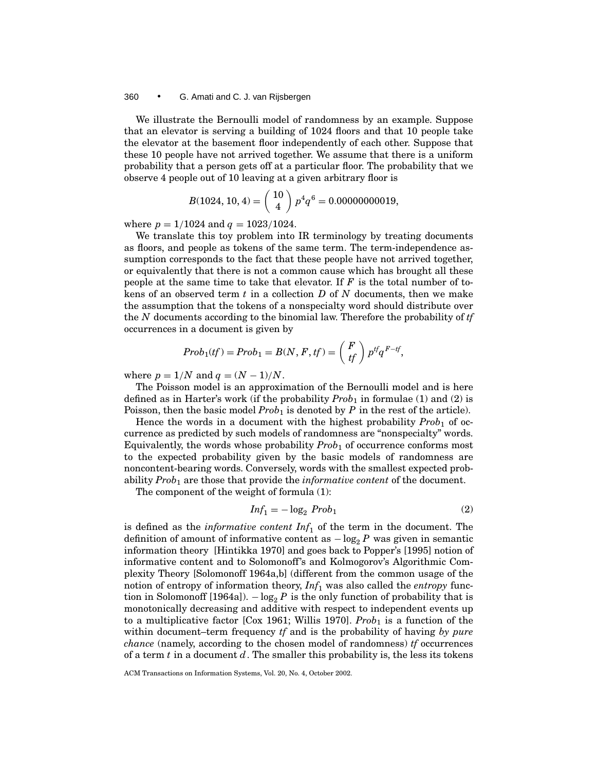We illustrate the Bernoulli model of randomness by an example. Suppose that an elevator is serving a building of 1024 floors and that 10 people take the elevator at the basement floor independently of each other. Suppose that these 10 people have not arrived together. We assume that there is a uniform probability that a person gets off at a particular floor. The probability that we observe 4 people out of 10 leaving at a given arbitrary floor is

$$B(1024, 10, 4) = \binom{10}{4} p^4 q^6 = 0.00000000019,$$

where $p = 1/1024$ and $q = 1023/1024$.

We translate this toy problem into IR terminology by treating documents as floors, and people as tokens of the same term. The term-independence assumption corresponds to the fact that these people have not arrived together, or equivalently that there is not a common cause which has brought all these people at the same time to take that elevator. If $F$ is the total number of tokens of an observed term $t$ in a collection $D$ of $N$ documents, then we make the assumption that the tokens of a nonspecialty word should distribute over the $N$ documents according to the binomial law. Therefore the probability of $tf$ occurrences in a document is given by

$$Prob_1(tf) = Prob_1 = B(N, F, tf) = \binom{F}{tf} p^{tf} q^{F-tf},$$

where $p = 1/N$ and $q = (N-1)/N$.

The Poisson model is an approximation of the Bernoulli model and is here defined as in Harter's work (if the probability $Prob_1$ in formulae (1) and (2) is Poisson, then the basic model $Prob_1$ is denoted by $P$ in the rest of the article).

Hence the words in a document with the highest probability $Prob_1$ of occurrence as predicted by such models of randomness are "nonspecialty" words. Equivalently, the words whose probability $Prob_1$ of occurrence conforms most to the expected probability given by the basic models of randomness are noncontent-bearing words. Conversely, words with the smallest expected probability $Prob_1$ are those that provide the *informative content* of the document.

The component of the weight of formula (1):

$$Inf_1 = -\log_2 \, Prob_1 \tag{2}$$

is defined as the *informative content* $Inf_1$ of the term in the document. The definition of amount of informative content as $-\log_2 P$ was given in semantic information theory [Hintikka 1970] and goes back to Popper's [1995] notion of informative content and to Solomonoff's and Kolmogorov's Algorithmic Complexity Theory [Solomonoff 1964a,b] (different from the common usage of the notion of entropy of information theory, $Inf_1$ was also called the *entropy* function in Solomonoff [1964a]). $-\log_2 P$ is the only function of probability that is monotonically decreasing and additive with respect to independent events up to a multiplicative factor [Cox 1961; Willis 1970]. $Prob_1$ is a function of the within document–term frequency $tf$ and is the probability of having *by pure chance* (namely, according to the chosen model of randomness) $tf$ occurrences of a term $t$ in a document $d$. The smaller this probability is, the less its tokens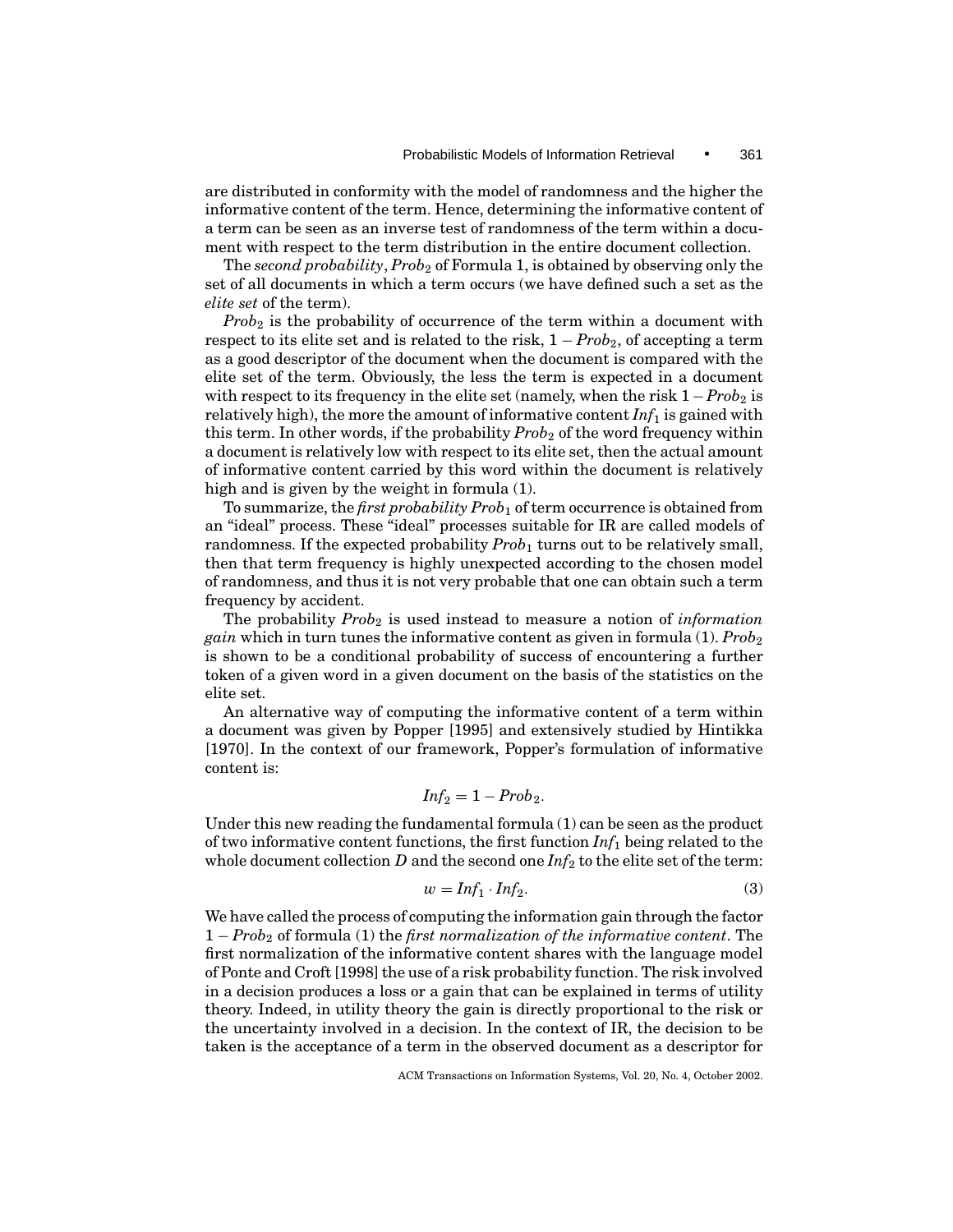are distributed in conformity with the model of randomness and the higher the informative content of the term. Hence, determining the informative content of a term can be seen as an inverse test of randomness of the term within a document with respect to the term distribution in the entire document collection.

The *second probability*, $Prob_2$ of Formula 1, is obtained by observing only the set of all documents in which a term occurs (we have defined such a set as the *elite set* of the term).

$Prob_2$ is the probability of occurrence of the term within a document with respect to its elite set and is related to the risk, $1 - Prob_2$, of accepting a term as a good descriptor of the document when the document is compared with the elite set of the term. Obviously, the less the term is expected in a document with respect to its frequency in the elite set (namely, when the risk $1 - Prob_2$ is relatively high), the more the amount of informative content $Inf_1$ is gained with this term. In other words, if the probability $Prob_2$ of the word frequency within a document is relatively low with respect to its elite set, then the actual amount of informative content carried by this word within the document is relatively high and is given by the weight in formula (1).

To summarize, the *first probability* $Prob_1$ of term occurrence is obtained from an "ideal" process. These "ideal" processes suitable for IR are called models of randomness. If the expected probability $Prob_1$ turns out to be relatively small, then that term frequency is highly unexpected according to the chosen model of randomness, and thus it is not very probable that one can obtain such a term frequency by accident.

The probability $Prob_2$ is used instead to measure a notion of *information gain* which in turn tunes the informative content as given in formula (1). $Prob_2$ is shown to be a conditional probability of success of encountering a further token of a given word in a given document on the basis of the statistics on the elite set.

An alternative way of computing the informative content of a term within a document was given by Popper [1995] and extensively studied by Hintikka [1970]. In the context of our framework, Popper's formulation of informative content is:

$$Inf_2 = 1 - Prob_2.$$

Under this new reading the fundamental formula (1) can be seen as the product of two informative content functions, the first function $Inf_1$ being related to the whole document collection $D$ and the second one $Inf_2$ to the elite set of the term:

$$w = Inf_1 \cdot Inf_2. \tag{3}$$

We have called the process of computing the information gain through the factor $1 - Prob_2$ of formula (1) the *first normalization of the informative content*. The first normalization of the informative content shares with the language model of Ponte and Croft [1998] the use of a risk probability function. The risk involved in a decision produces a loss or a gain that can be explained in terms of utility theory. Indeed, in utility theory the gain is directly proportional to the risk or the uncertainty involved in a decision. In the context of IR, the decision to be taken is the acceptance of a term in the observed document as a descriptor for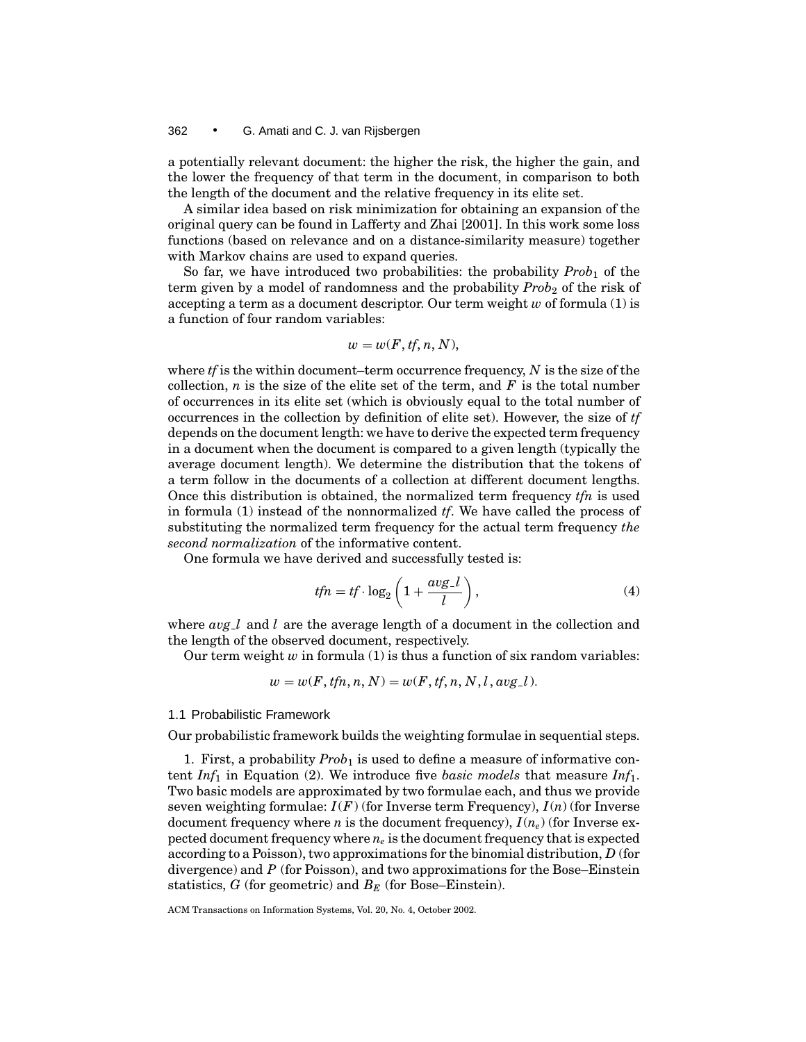a potentially relevant document: the higher the risk, the higher the gain, and the lower the frequency of that term in the document, in comparison to both the length of the document and the relative frequency in its elite set.

A similar idea based on risk minimization for obtaining an expansion of the original query can be found in Lafferty and Zhai [2001]. In this work some loss functions (based on relevance and on a distance-similarity measure) together with Markov chains are used to expand queries.

So far, we have introduced two probabilities: the probability $Prob_1$ of the term given by a model of randomness and the probability $Prob_2$ of the risk of accepting a term as a document descriptor. Our term weight $w$ of formula (1) is a function of four random variables:

$$w = w(F, tf, n, N),$$

where $tf$ is the within document–term occurrence frequency, $N$ is the size of the collection, $n$ is the size of the elite set of the term, and $F$ is the total number of occurrences in its elite set (which is obviously equal to the total number of occurrences in the collection by definition of elite set). However, the size of $tf$ depends on the document length: we have to derive the expected term frequency in a document when the document is compared to a given length (typically the average document length). We determine the distribution that the tokens of a term follow in the documents of a collection at different document lengths. Once this distribution is obtained, the normalized term frequency $tfn$ is used in formula (1) instead of the nonnormalized $tf$. We have called the process of substituting the normalized term frequency for the actual term frequency *the second normalization* of the informative content.

One formula we have derived and successfully tested is:

$$tfn = tf \cdot \log_2 \left( 1 + \frac{avg\_l}{l} \right), \tag{4}$$

where $avg\_l$ and $l$ are the average length of a document in the collection and the length of the observed document, respectively.

Our term weight $w$ in formula (1) is thus a function of six random variables:

$$w = w(F, tfn, n, N) = w(F, tf, n, N, l, avg\_l).$$

### 1.1 Probabilistic Framework

Our probabilistic framework builds the weighting formulae in sequential steps.

1. First, a probability $Prob_1$ is used to define a measure of informative content $Inf_1$ in Equation (2). We introduce five *basic models* that measure $Inf_1$. Two basic models are approximated by two formulae each, and thus we provide seven weighting formulae: $I(F)$ (for Inverse term Frequency), $I(n)$ (for Inverse document frequency where $n$ is the document frequency), $I(n_e)$ (for Inverse expected document frequency where $n_e$ is the document frequency that is expected according to a Poisson), two approximations for the binomial distribution, $D$ (for divergence) and $P$ (for Poisson), and two approximations for the Bose–Einstein statistics, $G$ (for geometric) and $B_E$ (for Bose–Einstein).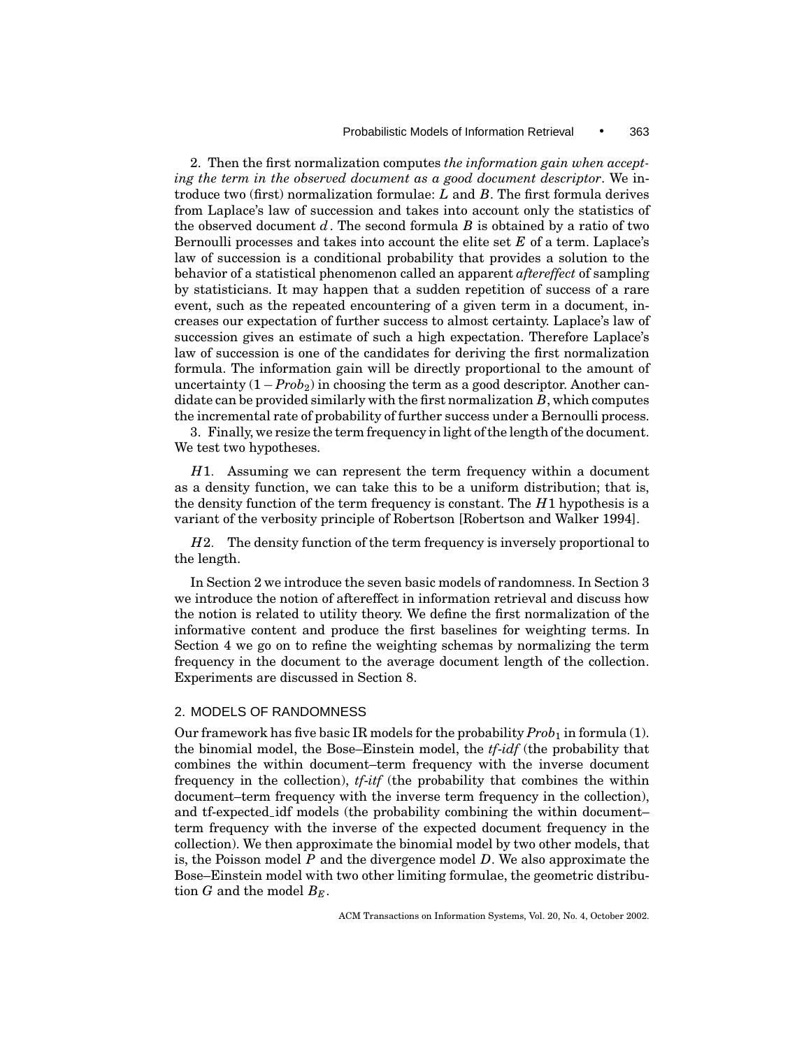2. Then the first normalization computes *the information gain when accepting the term in the observed document as a good document descriptor*. We introduce two (first) normalization formulae: $L$ and $B$. The first formula derives from Laplace's law of succession and takes into account only the statistics of the observed document $d$. The second formula $B$ is obtained by a ratio of two Bernoulli processes and takes into account the elite set $E$ of a term. Laplace's law of succession is a conditional probability that provides a solution to the behavior of a statistical phenomenon called an apparent *aftereffect* of sampling by statisticians. It may happen that a sudden repetition of success of a rare event, such as the repeated encountering of a given term in a document, increases our expectation of further success to almost certainty. Laplace's law of succession gives an estimate of such a high expectation. Therefore Laplace's law of succession is one of the candidates for deriving the first normalization formula. The information gain will be directly proportional to the amount of uncertainty $(1 - Prob_2)$ in choosing the term as a good descriptor. Another candidate can be provided similarly with the first normalization $B$, which computes the incremental rate of probability of further success under a Bernoulli process.

3. Finally, we resize the term frequency in light of the length of the document. We test two hypotheses.

*H*1. Assuming we can represent the term frequency within a document as a density function, we can take this to be a uniform distribution; that is, the density function of the term frequency is constant. The *H*1 hypothesis is a variant of the verbosity principle of Robertson [Robertson and Walker 1994].

*H*2. The density function of the term frequency is inversely proportional to the length.

In Section 2 we introduce the seven basic models of randomness. In Section 3 we introduce the notion of aftereffect in information retrieval and discuss how the notion is related to utility theory. We define the first normalization of the informative content and produce the first baselines for weighting terms. In Section 4 we go on to refine the weighting schemas by normalizing the term frequency in the document to the average document length of the collection. Experiments are discussed in Section 8.

## 2. MODELS OF RANDOMNESS

Our framework has five basic IR models for the probability $Prob_1$ in formula (1). the binomial model, the Bose–Einstein model, the *tf-idf* (the probability that combines the within document–term frequency with the inverse document frequency in the collection), *tf-itf* (the probability that combines the within document–term frequency with the inverse term frequency in the collection), and tf-expected_idf models (the probability combining the within document–term frequency with the inverse of the expected document frequency in the collection). We then approximate the binomial model by two other models, that is, the Poisson model $P$ and the divergence model $D$. We also approximate the Bose–Einstein model with two other limiting formulae, the geometric distribution $G$ and the model $B_E$.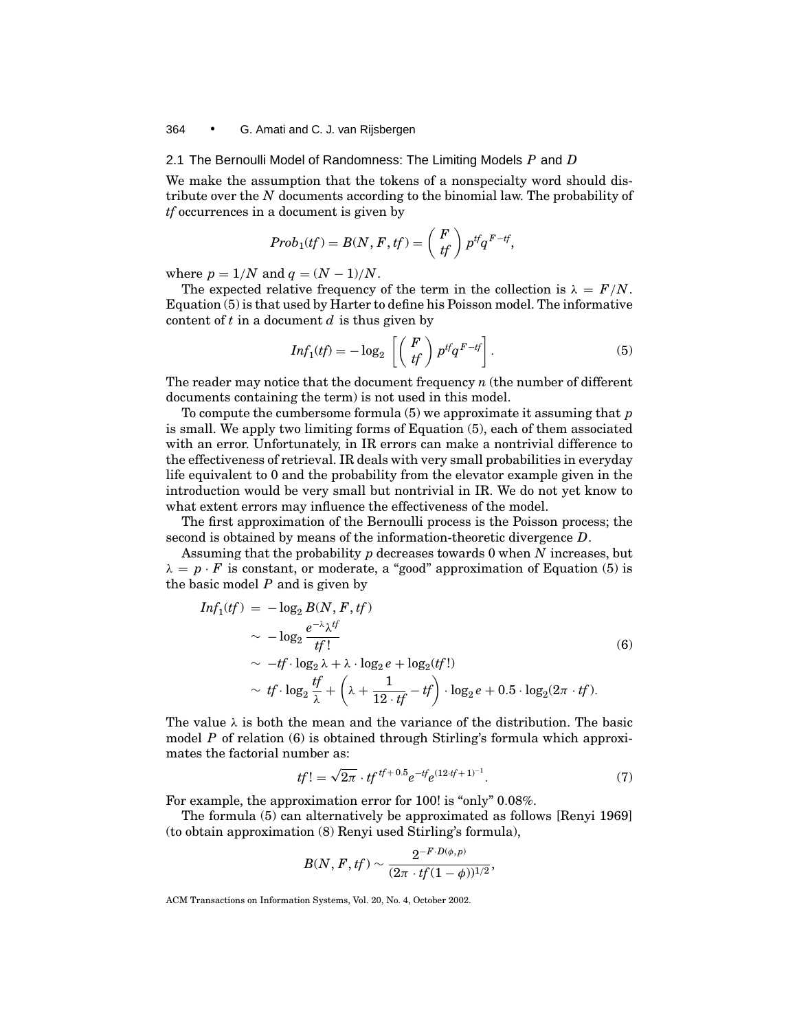### 2.1 The Bernoulli Model of Randomness: The Limiting Models $P$ and $D$

We make the assumption that the tokens of a nonspecialty word should distribute over the $N$ documents according to the binomial law. The probability of $tf$ occurrences in a document is given by

$$Prob_1(tf) = B(N, F, tf) = \binom{F}{tf} p^{tf} q^{F-tf},$$

where $p = 1/N$ and $q = (N-1)/N$.

The expected relative frequency of the term in the collection is $\lambda = F/N$. Equation (5) is that used by Harter to define his Poisson model. The informative content of $t$ in a document $d$ is thus given by

$$Inf_1(tf) = -\log_2 \left[ \binom{F}{tf} p^{tf} q^{F-tf} \right]. \tag{5}$$

The reader may notice that the document frequency $n$ (the number of different documents containing the term) is not used in this model.

To compute the cumbersome formula (5) we approximate it assuming that $p$ is small. We apply two limiting forms of Equation (5), each of them associated with an error. Unfortunately, in IR errors can make a nontrivial difference to the effectiveness of retrieval. IR deals with very small probabilities in everyday life equivalent to 0 and the probability from the elevator example given in the introduction would be very small but nontrivial in IR. We do not yet know to what extent errors may influence the effectiveness of the model.

The first approximation of the Bernoulli process is the Poisson process; the second is obtained by means of the information-theoretic divergence $D$.

Assuming that the probability $p$ decreases towards 0 when $N$ increases, but $\lambda = p \cdot F$ is constant, or moderate, a "good" approximation of Equation (5) is the basic model $P$ and is given by

$$\begin{aligned} Inf_1(tf) &= -\log_2 B(N, F, tf) \\ &\sim -\log_2 \frac{e^{-\lambda}\lambda^{tf}}{tf!} \\ &\sim -tf \cdot \log_2 \lambda + \lambda \cdot \log_2 e + \log_2(tf!) \\ &\sim tf \cdot \log_2 \frac{tf}{\lambda} + \left(\lambda + \frac{1}{12 \cdot tf} - tf\right) \cdot \log_2 e + 0.5 \cdot \log_2(2\pi \cdot tf). \end{aligned} \tag{6}$$

The value $\lambda$ is both the mean and the variance of the distribution. The basic model $P$ of relation (6) is obtained through Stirling's formula which approximates the factorial number as:

$$tf! = \sqrt{2\pi} \cdot tf^{tf+0.5} e^{-tf} e^{(12 \cdot tf + 1)^{-1}}. \tag{7}$$

For example, the approximation error for 100! is "only" 0.08%.

The formula (5) can alternatively be approximated as follows [Renyi 1969] (to obtain approximation (8) Renyi used Stirling's formula),

$$B(N, F, tf) \sim \frac{2^{-F \cdot D(\phi, p)}}{(2\pi \cdot tf(1-\phi))^{1/2}},$$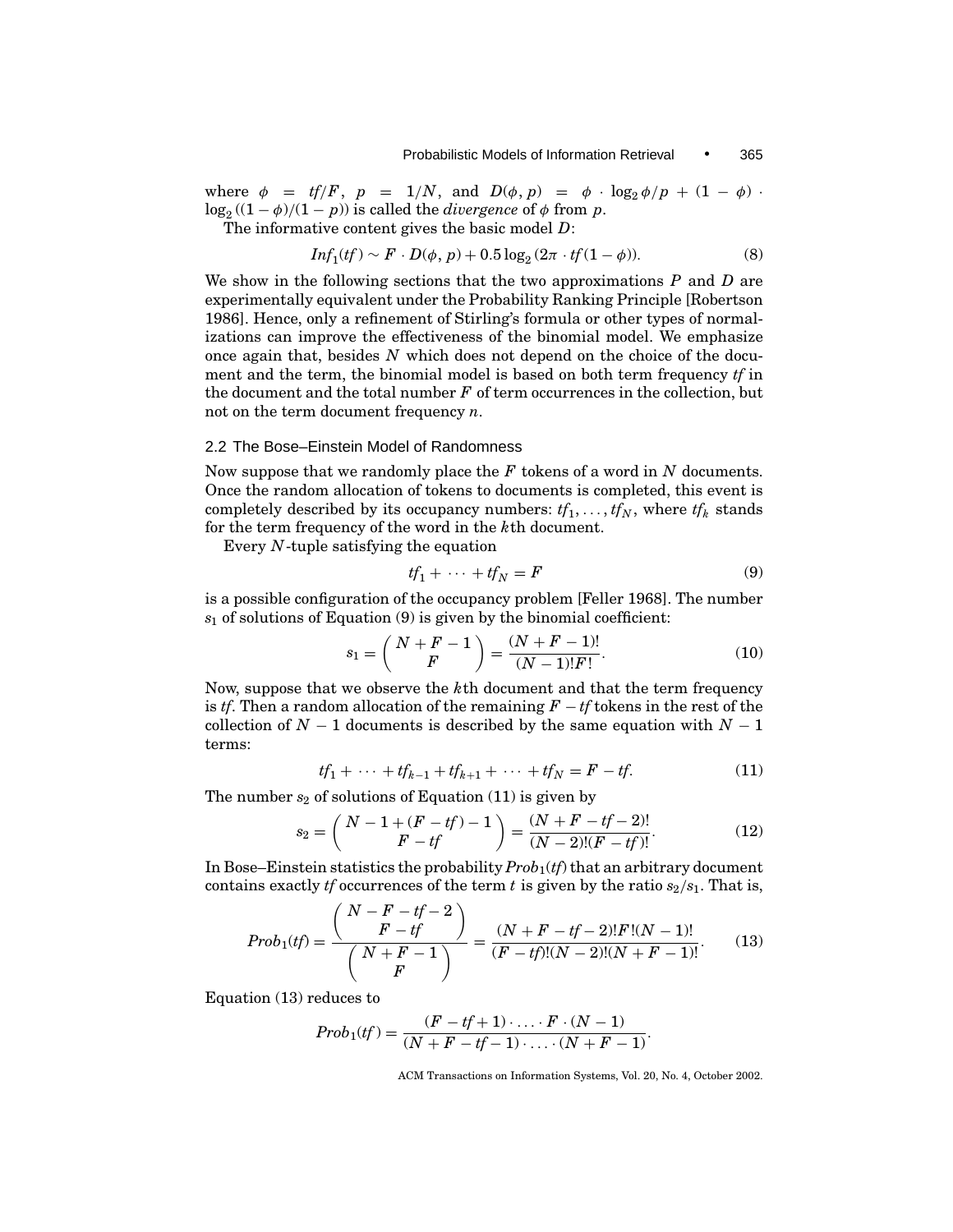where $\phi = tf/F$, $p = 1/N$, and $D(\phi, p) = \phi \cdot \log_2 \phi/p + (1 - \phi) \cdot \log_2((1-\phi)/(1-p))$ is called the *divergence* of $\phi$ from $p$.

The informative content gives the basic model $D$:

$$Inf_1(tf) \sim F \cdot D(\phi, p) + 0.5 \log_2(2\pi \cdot tf(1-\phi)). \tag{8}$$

We show in the following sections that the two approximations $P$ and $D$ are experimentally equivalent under the Probability Ranking Principle [Robertson 1986]. Hence, only a refinement of Stirling's formula or other types of normalizations can improve the effectiveness of the binomial model. We emphasize once again that, besides $N$ which does not depend on the choice of the document and the term, the binomial model is based on both term frequency $tf$ in the document and the total number $F$ of term occurrences in the collection, but not on the term document frequency $n$.

### 2.2 The Bose–Einstein Model of Randomness

Now suppose that we randomly place the $F$ tokens of a word in $N$ documents. Once the random allocation of tokens to documents is completed, this event is completely described by its occupancy numbers: $tf_1, \ldots, tf_N$, where $tf_k$ stands for the term frequency of the word in the $k$th document.

Every $N$-tuple satisfying the equation

$$tf_1 + \cdots + tf_N = F \tag{9}$$

is a possible configuration of the occupancy problem [Feller 1968]. The number $s_1$ of solutions of Equation (9) is given by the binomial coefficient:

$$s_1 = \binom{N+F-1}{F} = \frac{(N+F-1)!}{(N-1)!F!}. \tag{10}$$

Now, suppose that we observe the $k$th document and that the term frequency is $tf$. Then a random allocation of the remaining $F - tf$ tokens in the rest of the collection of $N-1$ documents is described by the same equation with $N-1$ terms:

$$tf_1 + \cdots + tf_{k-1} + tf_{k+1} + \cdots + tf_N = F - tf. \tag{11}$$

The number $s_2$ of solutions of Equation (11) is given by

$$s_2 = \binom{N-1+(F-tf)-1}{F-tf} = \frac{(N+F-tf-2)!}{(N-2)!(F-tf)!}. \tag{12}$$

In Bose–Einstein statistics the probability $Prob_1(tf)$ that an arbitrary document contains exactly $tf$ occurrences of the term $t$ is given by the ratio $s_2/s_1$. That is,

$$Prob_1(tf) = \frac{\binom{N-F-tf-2}{F-tf}}{\binom{N+F-1}{F}} = \frac{(N+F-tf-2)!F!(N-1)!}{(F-tf)!(N-2)!(N+F-1)!}. \tag{13}$$

Equation (13) reduces to

$$Prob_1(tf) = \frac{(F-tf+1)\cdot \ldots \cdot F \cdot (N-1)}{(N+F-tf-1)\cdot \ldots \cdot (N+F-1)}.$$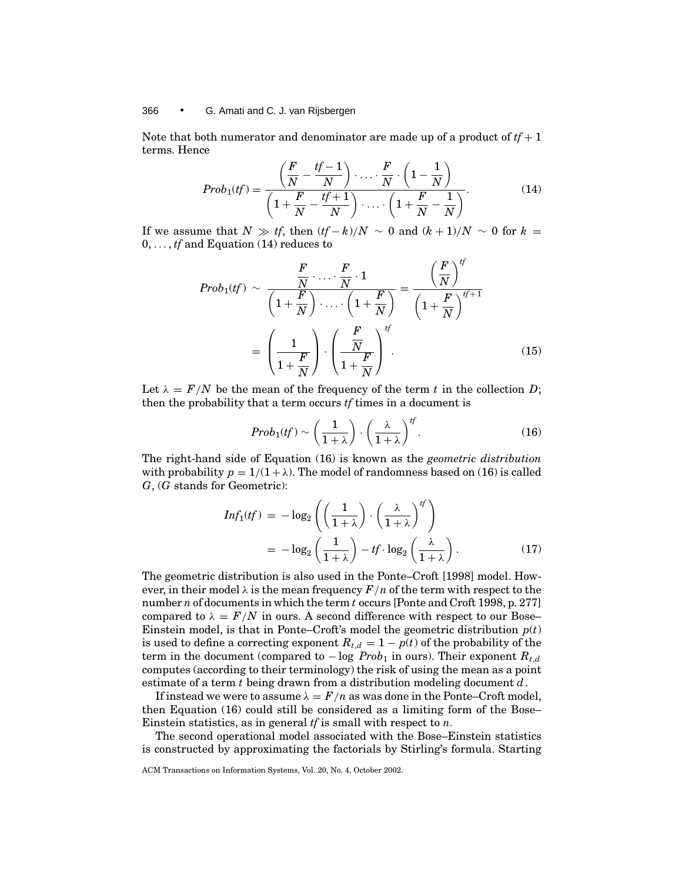Note that both numerator and denominator are made up of a product of $tf + 1$ terms. Hence

$$Prob_1(tf) = \frac{\left(\frac{F}{N} - \frac{tf-1}{N}\right) \cdot \ldots \cdot \frac{F}{N} \cdot \left(1 - \frac{1}{N}\right)}{\left(1 + \frac{F}{N} - \frac{tf+1}{N}\right) \cdot \ldots \cdot \left(1 + \frac{F}{N} - \frac{1}{N}\right)}. \tag{14}$$

If we assume that $N \gg tf$, then $(tf - k)/N \sim 0$ and $(k+1)/N \sim 0$ for $k = 0, \ldots, tf$ and Equation (14) reduces to

$$Prob_1(tf) \sim \frac{\frac{F}{N} \cdot \ldots \cdot \frac{F}{N} \cdot 1}{\left(1 + \frac{F}{N}\right) \cdot \ldots \cdot \left(1 + \frac{F}{N}\right)} = \frac{\left(\frac{F}{N}\right)^{tf}}{\left(1 + \frac{F}{N}\right)^{tf+1}}$$

$$= \left(\frac{1}{1 + \frac{F}{N}}\right) \cdot \left(\frac{\frac{F}{N}}{1 + \frac{F}{N}}\right)^{tf}. \tag{15}$$

Let $\lambda = F/N$ be the mean of the frequency of the term $t$ in the collection $D$; then the probability that a term occurs $tf$ times in a document is

$$Prob_1(tf) \sim \left(\frac{1}{1+\lambda}\right) \cdot \left(\frac{\lambda}{1+\lambda}\right)^{tf}. \tag{16}$$

The right-hand side of Equation (16) is known as the *geometric distribution* with probability $p = 1/(1+\lambda)$. The model of randomness based on (16) is called $G$, ($G$ stands for Geometric):

$$Inf_1(tf) = -\log_2\left(\left(\frac{1}{1+\lambda}\right) \cdot \left(\frac{\lambda}{1+\lambda}\right)^{tf}\right)$$

$$= -\log_2\left(\frac{1}{1+\lambda}\right) - tf \cdot \log_2\left(\frac{\lambda}{1+\lambda}\right). \tag{17}$$

The geometric distribution is also used in the Ponte–Croft [1998] model. However, in their model $\lambda$ is the mean frequency $F/n$ of the term with respect to the number $n$ of documents in which the term $t$ occurs [Ponte and Croft 1998, p. 277] compared to $\lambda = F/N$ in ours. A second difference with respect to our Bose–Einstein model, is that in Ponte–Croft's model the geometric distribution $p(t)$ is used to define a correcting exponent $R_{t,d} = 1 - p(t)$ of the probability of the term in the document (compared to $-\log\ Prob_1$ in ours). Their exponent $R_{t,d}$ computes (according to their terminology) the risk of using the mean as a point estimate of a term $t$ being drawn from a distribution modeling document $d$.

If instead we were to assume $\lambda = F/n$ as was done in the Ponte–Croft model, then Equation (16) could still be considered as a limiting form of the Bose–Einstein statistics, as in general $tf$ is small with respect to $n$.

The second operational model associated with the Bose–Einstein statistics is constructed by approximating the factorials by Stirling's formula. Starting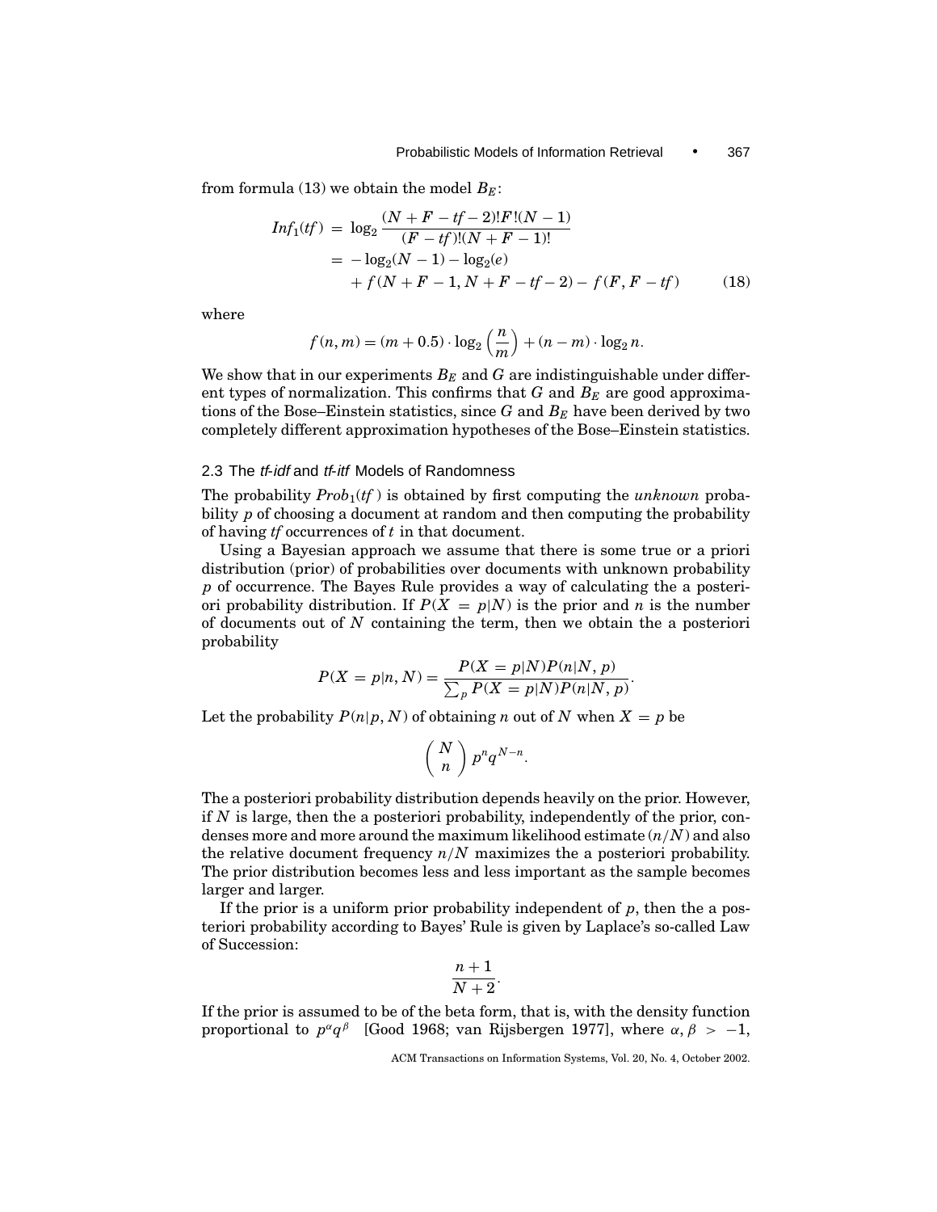from formula (13) we obtain the model $B_E$:

$$
\begin{aligned}
Inf_1(tf) &= \log_2 \frac{(N+F-tf-2)!F!(N-1)}{(F-tf)!(N+F-1)!} \\
&= -\log_2(N-1) - \log_2(e) \\
&\quad + f(N+F-1, N+F-tf-2) - f(F, F-tf)
\end{aligned}
\tag{18}
$$

where

$$
f(n,m) = (m+0.5) \cdot \log_2\left(\frac{n}{m}\right) + (n-m) \cdot \log_2 n.
$$

We show that in our experiments $B_E$ and $G$ are indistinguishable under different types of normalization. This confirms that $G$ and $B_E$ are good approximations of the Bose–Einstein statistics, since $G$ and $B_E$ have been derived by two completely different approximation hypotheses of the Bose–Einstein statistics.

### 2.3 The *tf-idf* and *tf-itf* Models of Randomness

The probability $Prob_1(tf)$ is obtained by first computing the *unknown* probability $p$ of choosing a document at random and then computing the probability of having *tf* occurrences of $t$ in that document.

Using a Bayesian approach we assume that there is some true or a priori distribution (prior) of probabilities over documents with unknown probability $p$ of occurrence. The Bayes Rule provides a way of calculating the a posteriori probability distribution. If $P(X = p|N)$ is the prior and $n$ is the number of documents out of $N$ containing the term, then we obtain the a posteriori probability

$$
P(X = p|n, N) = \frac{P(X = p|N)P(n|N, p)}{\sum_p P(X = p|N)P(n|N, p)}.
$$

Let the probability $P(n|p, N)$ of obtaining $n$ out of $N$ when $X = p$ be

$$
\binom{N}{n} p^n q^{N-n}.
$$

The a posteriori probability distribution depends heavily on the prior. However, if $N$ is large, then the a posteriori probability, independently of the prior, condenses more and more around the maximum likelihood estimate $(n/N)$ and also the relative document frequency $n/N$ maximizes the a posteriori probability. The prior distribution becomes less and less important as the sample becomes larger and larger.

If the prior is a uniform prior probability independent of $p$, then the a posteriori probability according to Bayes' Rule is given by Laplace's so-called Law of Succession:

$$
\frac{n+1}{N+2}.
$$

If the prior is assumed to be of the beta form, that is, with the density function proportional to $p^\alpha q^\beta$ [Good 1968; van Rijsbergen 1977], where $\alpha, \beta > -1$,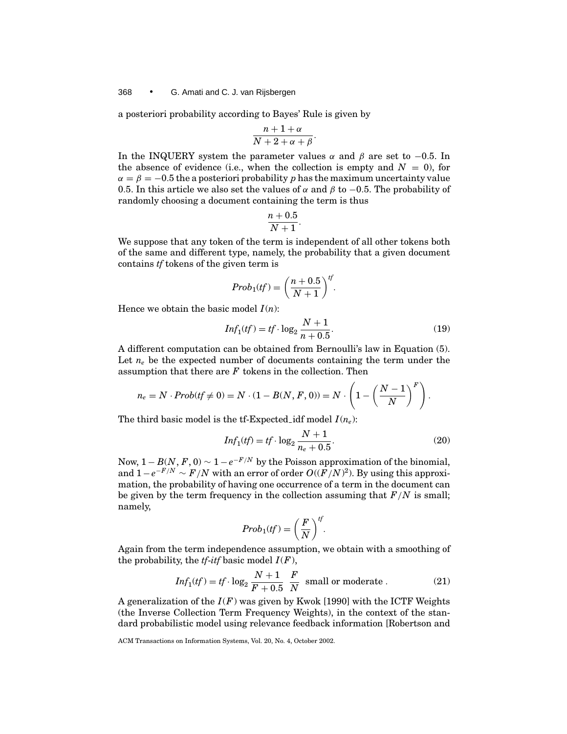a posteriori probability according to Bayes' Rule is given by

$$\frac{n+1+\alpha}{N+2+\alpha+\beta}.$$

In the INQUERY system the parameter values $\alpha$ and $\beta$ are set to $-0.5$. In the absence of evidence (i.e., when the collection is empty and $N = 0$), for $\alpha = \beta = -0.5$ the a posteriori probability $p$ has the maximum uncertainty value 0.5. In this article we also set the values of $\alpha$ and $\beta$ to $-0.5$. The probability of randomly choosing a document containing the term is thus

$$\frac{n+0.5}{N+1}.$$

We suppose that any token of the term is independent of all other tokens both of the same and different type, namely, the probability that a given document contains *tf* tokens of the given term is

$$Prob_1(tf) = \left(\frac{n+0.5}{N+1}\right)^{tf}.$$

Hence we obtain the basic model $I(n)$:

$$Inf_1(tf) = tf \cdot \log_2 \frac{N+1}{n+0.5}. \tag{19}$$

A different computation can be obtained from Bernoulli's law in Equation (5). Let $n_e$ be the expected number of documents containing the term under the assumption that there are $F$ tokens in the collection. Then

$$n_e = N \cdot Prob(tf \neq 0) = N \cdot (1 - B(N, F, 0)) = N \cdot \left(1 - \left(\frac{N-1}{N}\right)^F\right).$$

The third basic model is the tf-Expected_idf model $I(n_e)$:

$$Inf_1(tf) = tf \cdot \log_2 \frac{N+1}{n_e+0.5}. \tag{20}$$

Now, $1 - B(N, F, 0) \sim 1 - e^{-F/N}$ by the Poisson approximation of the binomial, and $1 - e^{-F/N} \sim F/N$ with an error of order $O((F/N)^2)$. By using this approximation, the probability of having one occurrence of a term in the document can be given by the term frequency in the collection assuming that $F/N$ is small; namely,

$$Prob_1(tf) = \left(\frac{F}{N}\right)^{tf}.$$

Again from the term independence assumption, we obtain with a smoothing of the probability, the *tf-itf* basic model $I(F)$,

$$Inf_1(tf) = tf \cdot \log_2 \frac{N+1}{F+0.5} \quad \frac{F}{N} \text{ small or moderate }. \tag{21}$$

A generalization of the $I(F)$ was given by Kwok [1990] with the ICTF Weights (the Inverse Collection Term Frequency Weights), in the context of the standard probabilistic model using relevance feedback information [Robertson and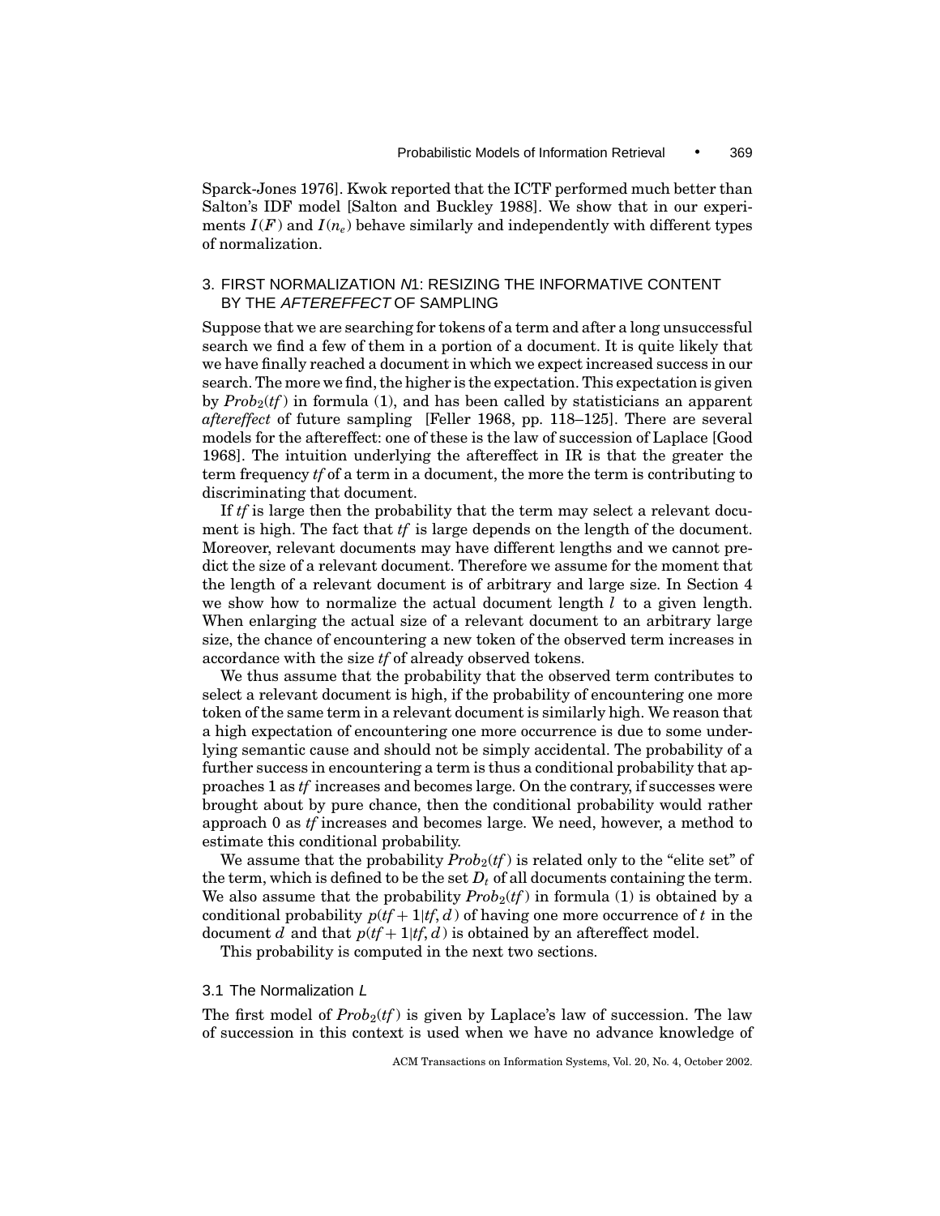Sparck-Jones 1976]. Kwok reported that the ICTF performed much better than Salton's IDF model [Salton and Buckley 1988]. We show that in our experiments $I(F)$ and $I(n_e)$ behave similarly and independently with different types of normalization.

## 3. FIRST NORMALIZATION *N*1: RESIZING THE INFORMATIVE CONTENT BY THE *AFTEREFFECT* OF SAMPLING

Suppose that we are searching for tokens of a term and after a long unsuccessful search we find a few of them in a portion of a document. It is quite likely that we have finally reached a document in which we expect increased success in our search. The more we find, the higher is the expectation. This expectation is given by $Prob_2(tf)$ in formula (1), and has been called by statisticians an apparent *aftereffect* of future sampling [Feller 1968, pp. 118–125]. There are several models for the aftereffect: one of these is the law of succession of Laplace [Good 1968]. The intuition underlying the aftereffect in IR is that the greater the term frequency *tf* of a term in a document, the more the term is contributing to discriminating that document.

If *tf* is large then the probability that the term may select a relevant document is high. The fact that *tf* is large depends on the length of the document. Moreover, relevant documents may have different lengths and we cannot predict the size of a relevant document. Therefore we assume for the moment that the length of a relevant document is of arbitrary and large size. In Section 4 we show how to normalize the actual document length $l$ to a given length. When enlarging the actual size of a relevant document to an arbitrary large size, the chance of encountering a new token of the observed term increases in accordance with the size *tf* of already observed tokens.

We thus assume that the probability that the observed term contributes to select a relevant document is high, if the probability of encountering one more token of the same term in a relevant document is similarly high. We reason that a high expectation of encountering one more occurrence is due to some underlying semantic cause and should not be simply accidental. The probability of a further success in encountering a term is thus a conditional probability that approaches 1 as *tf* increases and becomes large. On the contrary, if successes were brought about by pure chance, then the conditional probability would rather approach 0 as *tf* increases and becomes large. We need, however, a method to estimate this conditional probability.

We assume that the probability $Prob_2(tf)$ is related only to the "elite set" of the term, which is defined to be the set $D_t$ of all documents containing the term. We also assume that the probability $Prob_2(tf)$ in formula (1) is obtained by a conditional probability $p(tf+1|tf, d)$ of having one more occurrence of $t$ in the document $d$ and that $p(tf+1|tf, d)$ is obtained by an aftereffect model.

This probability is computed in the next two sections.

### 3.1 The Normalization *L*

The first model of $Prob_2(tf)$ is given by Laplace's law of succession. The law of succession in this context is used when we have no advance knowledge of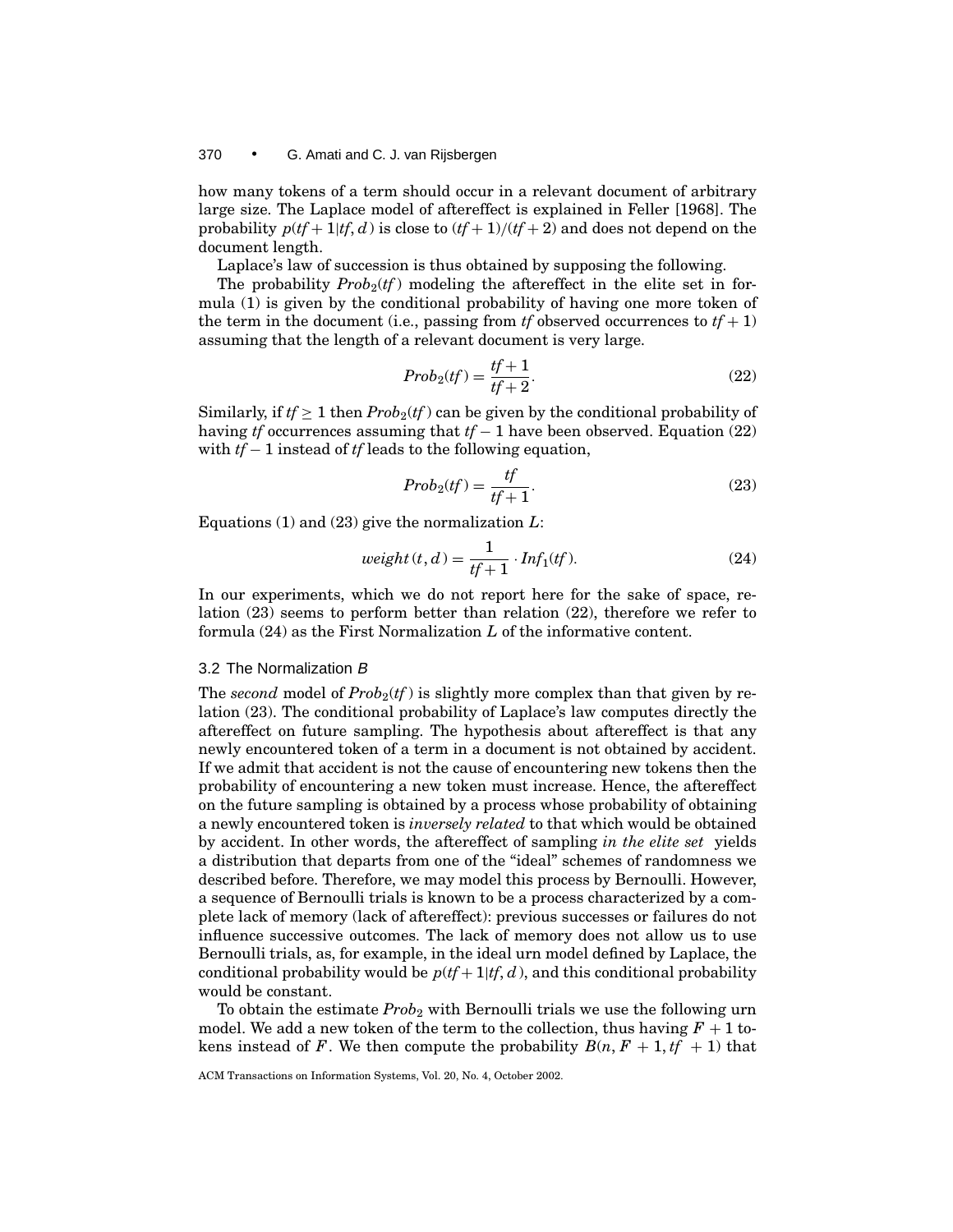how many tokens of a term should occur in a relevant document of arbitrary large size. The Laplace model of aftereffect is explained in Feller [1968]. The probability $p(tf+1|tf, d)$ is close to $(tf+1)/(tf+2)$ and does not depend on the document length.

Laplace's law of succession is thus obtained by supposing the following.

The probability $Prob_2(tf)$ modeling the aftereffect in the elite set in formula (1) is given by the conditional probability of having one more token of the term in the document (i.e., passing from $tf$ observed occurrences to $tf+1$) assuming that the length of a relevant document is very large.

$$Prob_2(tf) = \frac{tf+1}{tf+2}. \tag{22}$$

Similarly, if $tf \geq 1$ then $Prob_2(tf)$ can be given by the conditional probability of having $tf$ occurrences assuming that $tf-1$ have been observed. Equation (22) with $tf-1$ instead of $tf$ leads to the following equation,

$$Prob_2(tf) = \frac{tf}{tf+1}. \tag{23}$$

Equations (1) and (23) give the normalization $L$:

$$weight(t, d) = \frac{1}{tf+1} \cdot Inf_1(tf). \tag{24}$$

In our experiments, which we do not report here for the sake of space, relation (23) seems to perform better than relation (22), therefore we refer to formula (24) as the First Normalization $L$ of the informative content.

### 3.2 The Normalization *B*

The *second* model of $Prob_2(tf)$ is slightly more complex than that given by relation (23). The conditional probability of Laplace's law computes directly the aftereffect on future sampling. The hypothesis about aftereffect is that any newly encountered token of a term in a document is not obtained by accident. If we admit that accident is not the cause of encountering new tokens then the probability of encountering a new token must increase. Hence, the aftereffect on the future sampling is obtained by a process whose probability of obtaining a newly encountered token is *inversely related* to that which would be obtained by accident. In other words, the aftereffect of sampling *in the elite set* yields a distribution that departs from one of the "ideal" schemes of randomness we described before. Therefore, we may model this process by Bernoulli. However, a sequence of Bernoulli trials is known to be a process characterized by a complete lack of memory (lack of aftereffect): previous successes or failures do not influence successive outcomes. The lack of memory does not allow us to use Bernoulli trials, as, for example, in the ideal urn model defined by Laplace, the conditional probability would be $p(tf+1|tf, d)$, and this conditional probability would be constant.

To obtain the estimate $Prob_2$ with Bernoulli trials we use the following urn model. We add a new token of the term to the collection, thus having $F+1$ tokens instead of $F$. We then compute the probability $B(n, F+1, tf+1)$ that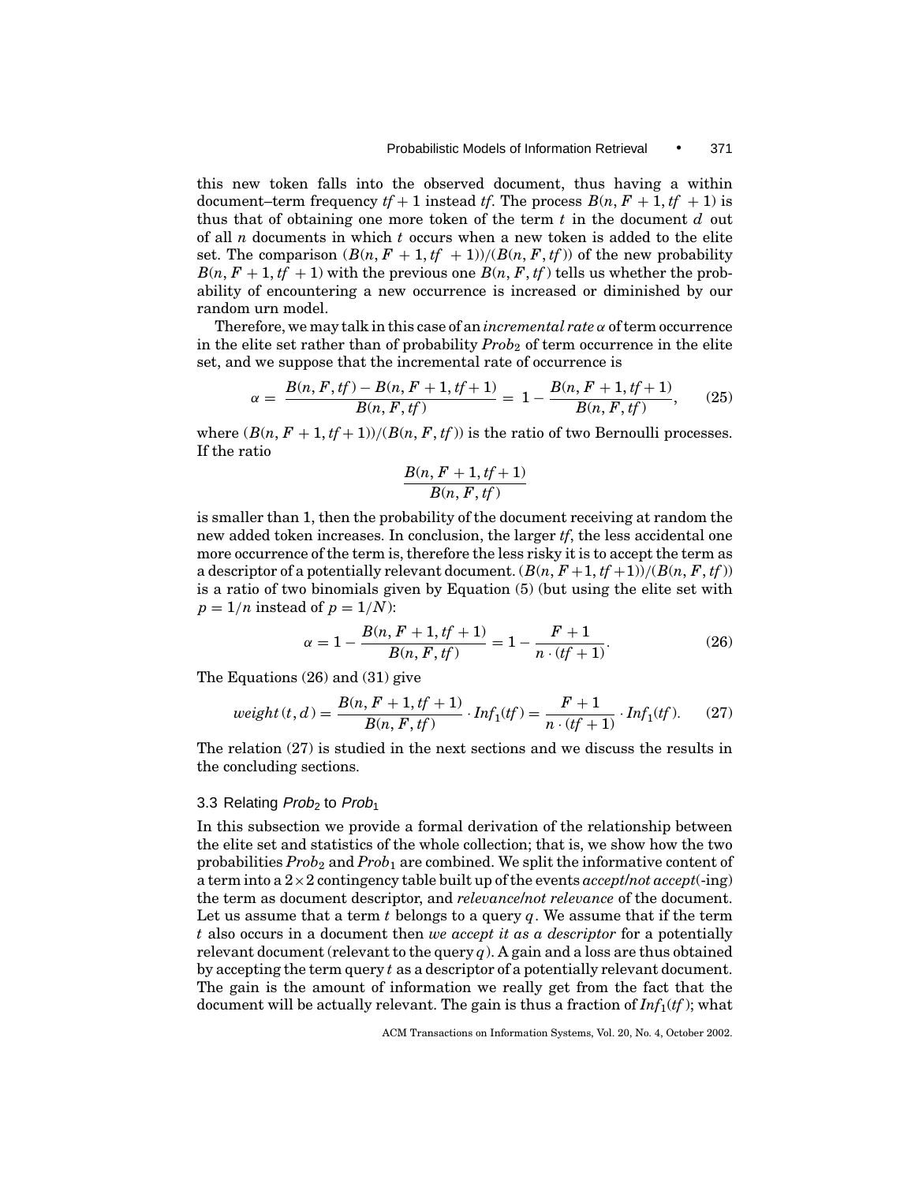this new token falls into the observed document, thus having a within document–term frequency $tf + 1$ instead $tf$. The process $B(n, F + 1, tf + 1)$ is thus that of obtaining one more token of the term $t$ in the document $d$ out of all $n$ documents in which $t$ occurs when a new token is added to the elite set. The comparison $(B(n, F + 1, tf + 1))/(B(n, F, tf))$ of the new probability $B(n, F + 1, tf + 1)$ with the previous one $B(n, F, tf)$ tells us whether the probability of encountering a new occurrence is increased or diminished by our random urn model.

Therefore, we may talk in this case of an *incremental rate* $\alpha$ of term occurrence in the elite set rather than of probability $Prob_2$ of term occurrence in the elite set, and we suppose that the incremental rate of occurrence is

$$\alpha = \frac{B(n, F, tf) - B(n, F + 1, tf + 1)}{B(n, F, tf)} = 1 - \frac{B(n, F + 1, tf + 1)}{B(n, F, tf)}, \quad (25)$$

where $(B(n, F + 1, tf + 1))/(B(n, F, tf))$ is the ratio of two Bernoulli processes. If the ratio

$$\frac{B(n, F + 1, tf + 1)}{B(n, F, tf)}$$

is smaller than 1, then the probability of the document receiving at random the new added token increases. In conclusion, the larger $tf$, the less accidental one more occurrence of the term is, therefore the less risky it is to accept the term as a descriptor of a potentially relevant document. $(B(n, F + 1, tf + 1))/(B(n, F, tf))$ is a ratio of two binomials given by Equation (5) (but using the elite set with $p = 1/n$ instead of $p = 1/N$):

$$\alpha = 1 - \frac{B(n, F + 1, tf + 1)}{B(n, F, tf)} = 1 - \frac{F + 1}{n \cdot (tf + 1)}. \quad (26)$$

The Equations (26) and (31) give

$$weight(t, d) = \frac{B(n, F + 1, tf + 1)}{B(n, F, tf)} \cdot Inf_1(tf) = \frac{F + 1}{n \cdot (tf + 1)} \cdot Inf_1(tf). \quad (27)$$

The relation (27) is studied in the next sections and we discuss the results in the concluding sections.

### 3.3 Relating $Prob_2$ to $Prob_1$

In this subsection we provide a formal derivation of the relationship between the elite set and statistics of the whole collection; that is, we show how the two probabilities $Prob_2$ and $Prob_1$ are combined. We split the informative content of a term into a $2 \times 2$ contingency table built up of the events *accept/not accept*(-ing) the term as document descriptor, and *relevance/not relevance* of the document. Let us assume that a term $t$ belongs to a query $q$. We assume that if the term $t$ also occurs in a document then *we accept it as a descriptor* for a potentially relevant document (relevant to the query $q$). A gain and a loss are thus obtained by accepting the term query $t$ as a descriptor of a potentially relevant document. The gain is the amount of information we really get from the fact that the document will be actually relevant. The gain is thus a fraction of $Inf_1(tf)$; what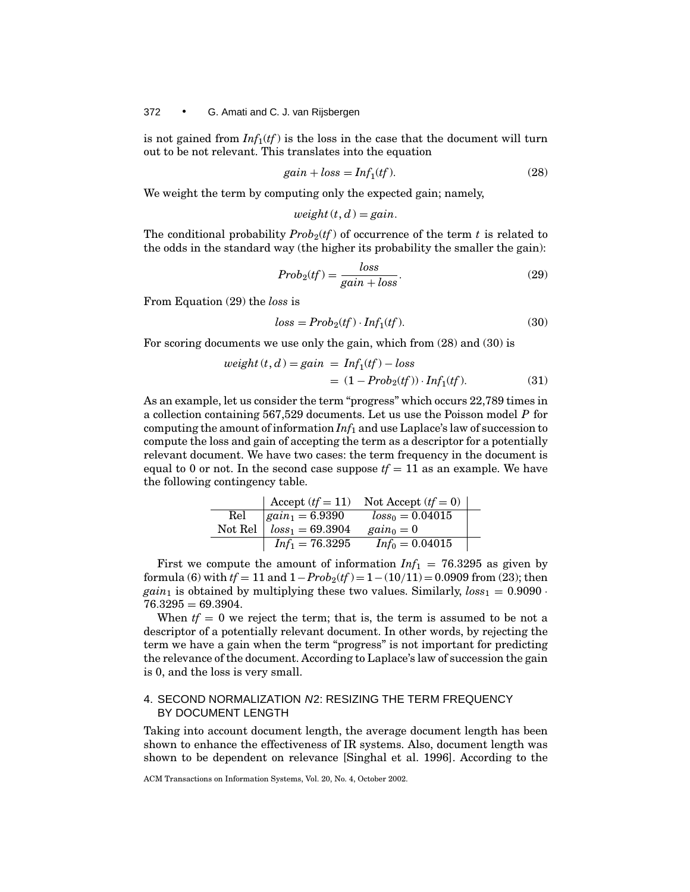is not gained from $Inf_1(tf)$ is the loss in the case that the document will turn out to be not relevant. This translates into the equation

$$gain + loss = Inf_1(tf). \tag{28}$$

We weight the term by computing only the expected gain; namely,

$$weight(t, d) = gain.$$

The conditional probability $Prob_2(tf)$ of occurrence of the term $t$ is related to the odds in the standard way (the higher its probability the smaller the gain):

$$Prob_2(tf) = \frac{loss}{gain + loss}. \tag{29}$$

From Equation (29) the *loss* is

$$loss = Prob_2(tf) \cdot Inf_1(tf). \tag{30}$$

For scoring documents we use only the gain, which from (28) and (30) is

$$\begin{aligned} weight(t, d) = gain &= Inf_1(tf) - loss \\ &= (1 - Prob_2(tf)) \cdot Inf_1(tf). \end{aligned} \tag{31}$$

As an example, let us consider the term "progress" which occurs 22,789 times in a collection containing 567,529 documents. Let us use the Poisson model $P$ for computing the amount of information $Inf_1$ and use Laplace's law of succession to compute the loss and gain of accepting the term as a descriptor for a potentially relevant document. We have two cases: the term frequency in the document is equal to 0 or not. In the second case suppose $tf = 11$ as an example. We have the following contingency table.

| | Accept ($tf = 11$) | Not Accept ($tf = 0$) |
|---|---|---|
| Rel | $gain_1 = 6.9390$ | $loss_0 = 0.04015$ |
| Not Rel | $loss_1 = 69.3904$ | $gain_0 = 0$ |
| | $Inf_1 = 76.3295$ | $Inf_0 = 0.04015$ |

First we compute the amount of information $Inf_1 = 76.3295$ as given by formula (6) with $tf = 11$ and $1 - Prob_2(tf) = 1 - (10/11) = 0.0909$ from (23); then $gain_1$ is obtained by multiplying these two values. Similarly, $loss_1 = 0.9090 \cdot 76.3295 = 69.3904$.

When $tf = 0$ we reject the term; that is, the term is assumed to be not a descriptor of a potentially relevant document. In other words, by rejecting the term we have a gain when the term "progress" is not important for predicting the relevance of the document. According to Laplace's law of succession the gain is 0, and the loss is very small.

## 4. SECOND NORMALIZATION *N*2: RESIZING THE TERM FREQUENCY BY DOCUMENT LENGTH

Taking into account document length, the average document length has been shown to enhance the effectiveness of IR systems. Also, document length was shown to be dependent on relevance [Singhal et al. 1996]. According to the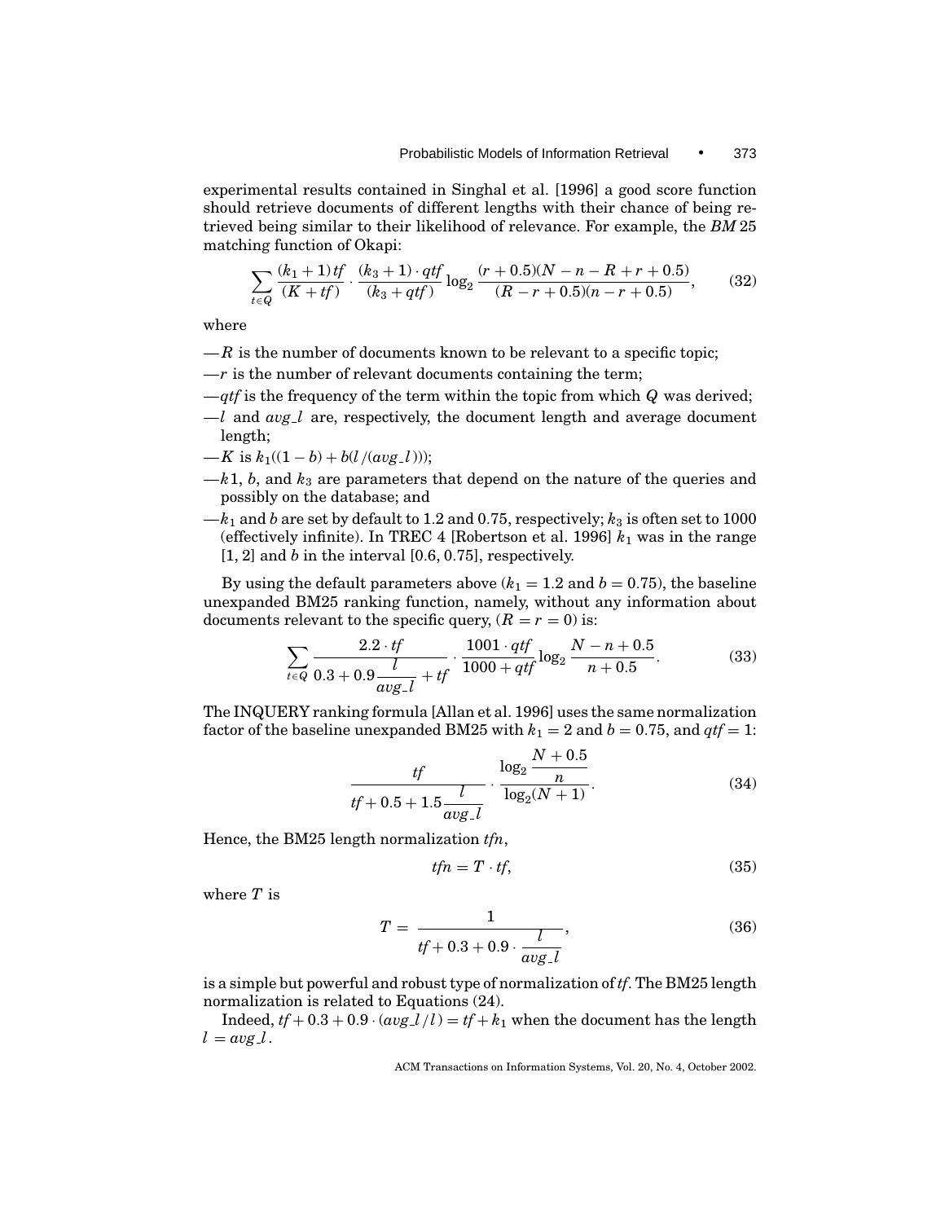experimental results contained in Singhal et al. [1996] a good score function should retrieve documents of different lengths with their chance of being retrieved being similar to their likelihood of relevance. For example, the *BM* 25 matching function of Okapi:

$$\sum_{t \in Q} \frac{(k_1+1)\,tf}{(K+tf)} \cdot \frac{(k_3+1)\cdot qtf}{(k_3+qtf)} \log_2 \frac{(r+0.5)(N-n-R+r+0.5)}{(R-r+0.5)(n-r+0.5)}, \tag{32}$$

where

- —$R$ is the number of documents known to be relevant to a specific topic;
- —$r$ is the number of relevant documents containing the term;
- —$qtf$ is the frequency of the term within the topic from which $Q$ was derived;
- —$l$ and $avg\_l$ are, respectively, the document length and average document length;
- —$K$ is $k_1((1-b)+b(l/(avg\_l)))$;
- —$k1$, $b$, and $k_3$ are parameters that depend on the nature of the queries and possibly on the database; and
- —$k_1$ and $b$ are set by default to 1.2 and 0.75, respectively; $k_3$ is often set to 1000 (effectively infinite). In TREC 4 [Robertson et al. 1996] $k_1$ was in the range $[1, 2]$ and $b$ in the interval $[0.6, 0.75]$, respectively.

By using the default parameters above ($k_1 = 1.2$ and $b = 0.75$), the baseline unexpanded BM25 ranking function, namely, without any information about documents relevant to the specific query, ($R = r = 0$) is:

$$\sum_{t \in Q} \frac{2.2 \cdot tf}{0.3 + 0.9\dfrac{l}{avg\_l} + tf} \cdot \frac{1001 \cdot qtf}{1000 + qtf} \log_2 \frac{N-n+0.5}{n+0.5}. \tag{33}$$

The INQUERY ranking formula [Allan et al. 1996] uses the same normalization factor of the baseline unexpanded BM25 with $k_1 = 2$ and $b = 0.75$, and $qtf = 1$:

$$\frac{tf}{tf + 0.5 + 1.5\dfrac{l}{avg\_l}} \cdot \frac{\log_2 \dfrac{N+0.5}{n}}{\log_2(N+1)}. \tag{34}$$

Hence, the BM25 length normalization $tfn$,

$$tfn = T \cdot tf, \tag{35}$$

where $T$ is

$$T = \frac{1}{tf + 0.3 + 0.9 \cdot \dfrac{l}{avg\_l}}, \tag{36}$$

is a simple but powerful and robust type of normalization of $tf$. The BM25 length normalization is related to Equations (24).

Indeed, $tf + 0.3 + 0.9 \cdot (avg\_l/l) = tf + k_1$ when the document has the length $l = avg\_l$.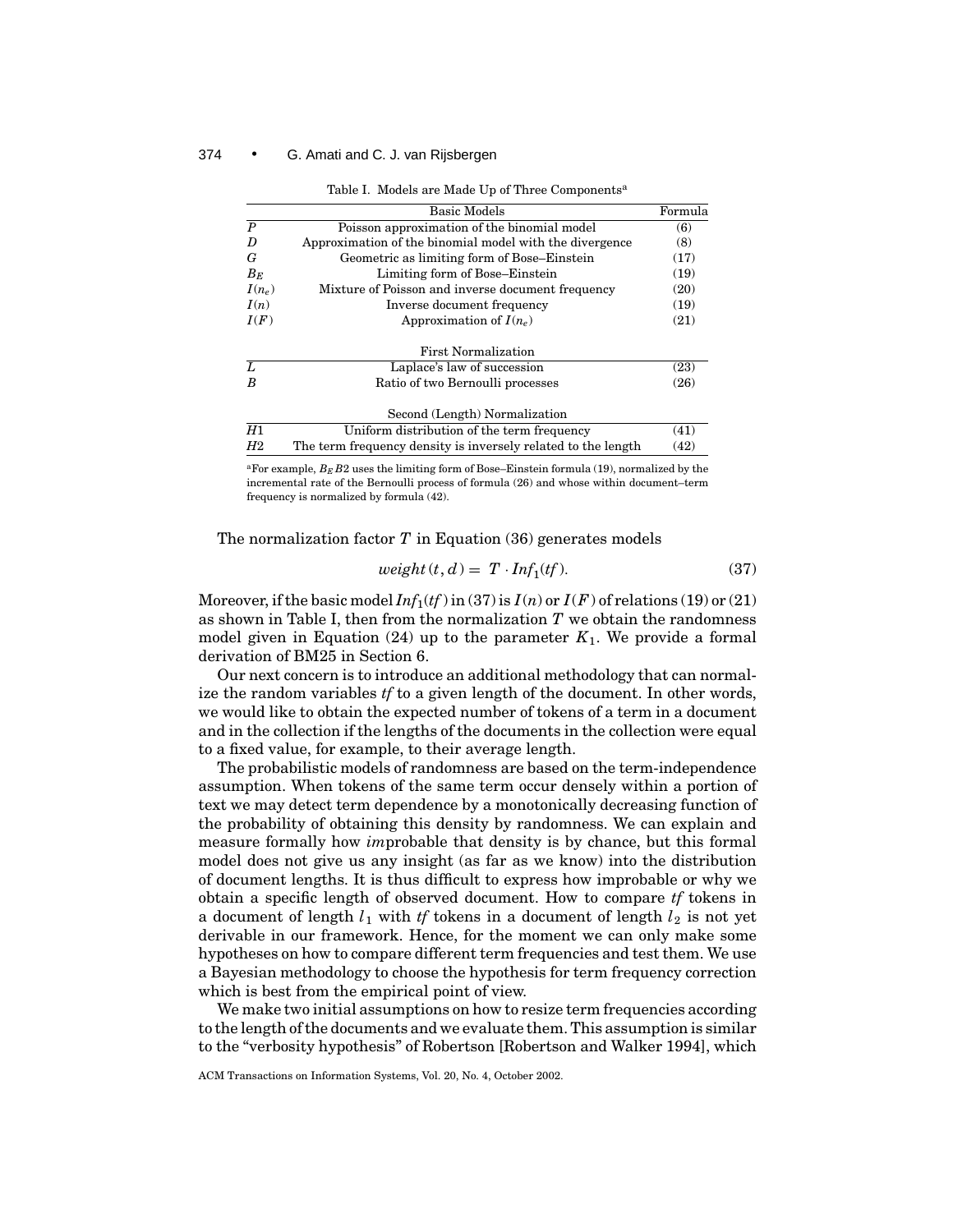Table I. Models are Made Up of Three Components[a]

| | Basic Models | Formula |
|---|---|---|
| $P$ | Poisson approximation of the binomial model | (6) |
| $D$ | Approximation of the binomial model with the divergence | (8) |
| $G$ | Geometric as limiting form of Bose–Einstein | (17) |
| $B_E$ | Limiting form of Bose–Einstein | (19) |
| $I(n_e)$ | Mixture of Poisson and inverse document frequency | (20) |
| $I(n)$ | Inverse document frequency | (19) |
| $I(F)$ | Approximation of $I(n_e)$ | (21) |
| | First Normalization | |
| $L$ | Laplace's law of succession | (23) |
| $B$ | Ratio of two Bernoulli processes | (26) |
| | Second (Length) Normalization | |
| $H1$ | Uniform distribution of the term frequency | (41) |
| $H2$ | The term frequency density is inversely related to the length | (42) |

[a]For example, $B_E B2$ uses the limiting form of Bose–Einstein formula (19), normalized by the incremental rate of the Bernoulli process of formula (26) and whose within document–term frequency is normalized by formula (42).

The normalization factor $T$ in Equation (36) generates models

$$weight(t, d) = T \cdot Inf_1(tf). \tag{37}$$

Moreover, if the basic model $Inf_1(tf)$ in (37) is $I(n)$ or $I(F)$ of relations (19) or (21) as shown in Table I, then from the normalization $T$ we obtain the randomness model given in Equation (24) up to the parameter $K_1$. We provide a formal derivation of BM25 in Section 6.

Our next concern is to introduce an additional methodology that can normalize the random variables *tf* to a given length of the document. In other words, we would like to obtain the expected number of tokens of a term in a document and in the collection if the lengths of the documents in the collection were equal to a fixed value, for example, to their average length.

The probabilistic models of randomness are based on the term-independence assumption. When tokens of the same term occur densely within a portion of text we may detect term dependence by a monotonically decreasing function of the probability of obtaining this density by randomness. We can explain and measure formally how *im*probable that density is by chance, but this formal model does not give us any insight (as far as we know) into the distribution of document lengths. It is thus difficult to express how improbable or why we obtain a specific length of observed document. How to compare *tf* tokens in a document of length $l_1$ with *tf* tokens in a document of length $l_2$ is not yet derivable in our framework. Hence, for the moment we can only make some hypotheses on how to compare different term frequencies and test them. We use a Bayesian methodology to choose the hypothesis for term frequency correction which is best from the empirical point of view.

We make two initial assumptions on how to resize term frequencies according to the length of the documents and we evaluate them. This assumption is similar to the "verbosity hypothesis" of Robertson [Robertson and Walker 1994], which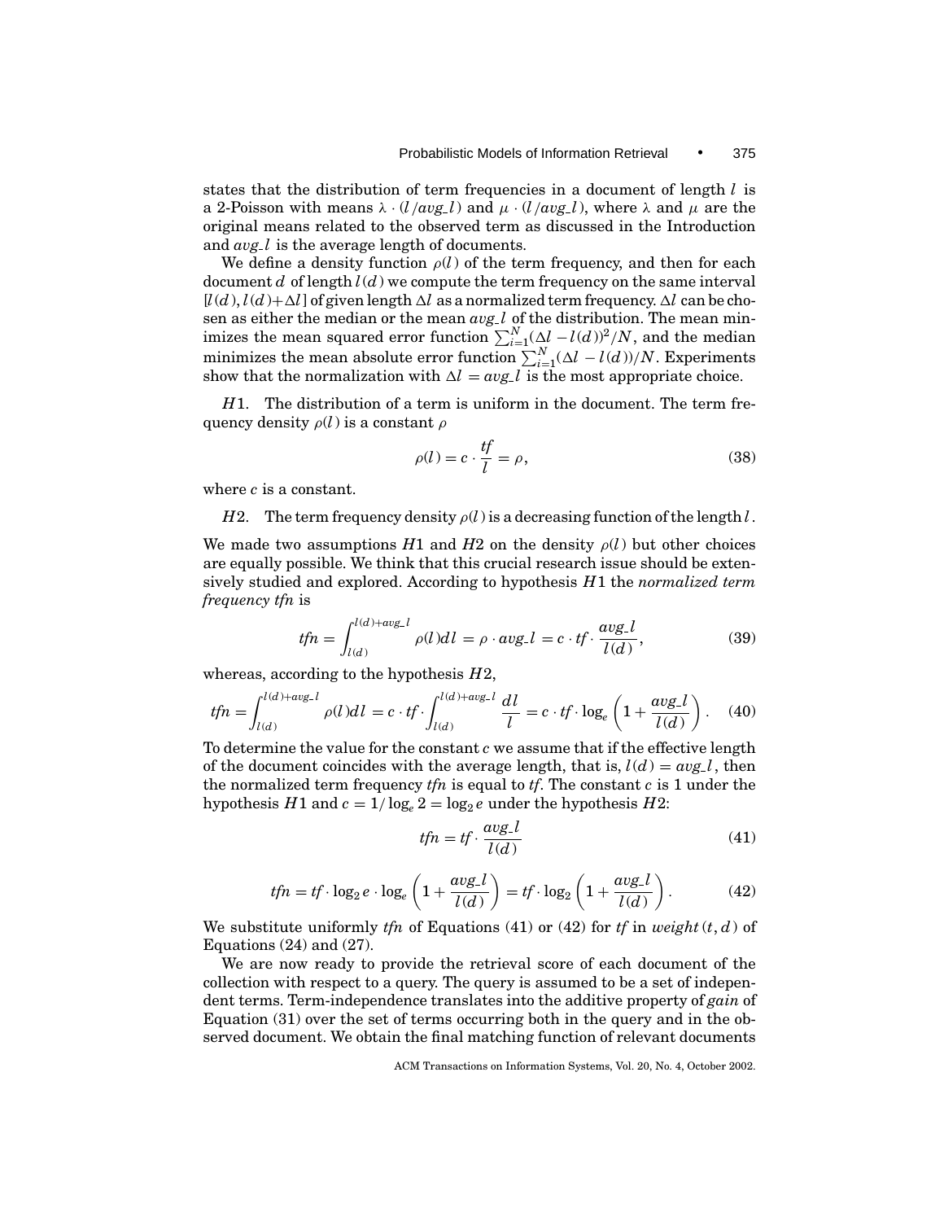states that the distribution of term frequencies in a document of length $l$ is a 2-Poisson with means $\lambda \cdot (l/avg\_l)$ and $\mu \cdot (l/avg\_l)$, where $\lambda$ and $\mu$ are the original means related to the observed term as discussed in the Introduction and $avg\_l$ is the average length of documents.

We define a density function $\rho(l)$ of the term frequency, and then for each document $d$ of length $l(d)$ we compute the term frequency on the same interval $[l(d), l(d)+\Delta l]$ of given length $\Delta l$ as a normalized term frequency. $\Delta l$ can be chosen as either the median or the mean $avg\_l$ of the distribution. The mean minimizes the mean squared error function $\sum_{i=1}^{N}(\Delta l - l(d))^2/N$, and the median minimizes the mean absolute error function $\sum_{i=1}^{N}(\Delta l - l(d))/N$. Experiments show that the normalization with $\Delta l = avg\_l$ is the most appropriate choice.

*H*1. The distribution of a term is uniform in the document. The term frequency density $\rho(l)$ is a constant $\rho$

$$\rho(l) = c \cdot \frac{tf}{l} = \rho, \tag{38}$$

where $c$ is a constant.

*H*2. The term frequency density $\rho(l)$ is a decreasing function of the length $l$.

We made two assumptions $H1$ and $H2$ on the density $\rho(l)$ but other choices are equally possible. We think that this crucial research issue should be extensively studied and explored. According to hypothesis $H1$ the *normalized term frequency tfn* is

$$tfn = \int_{l(d)}^{l(d)+avg\_l} \rho(l)dl = \rho \cdot avg\_l = c \cdot tf \cdot \frac{avg\_l}{l(d)}, \tag{39}$$

whereas, according to the hypothesis $H2$,

$$tfn = \int_{l(d)}^{l(d)+avg\_l} \rho(l)dl = c \cdot tf \cdot \int_{l(d)}^{l(d)+avg\_l} \frac{dl}{l} = c \cdot tf \cdot \log_e\left(1 + \frac{avg\_l}{l(d)}\right). \tag{40}$$

To determine the value for the constant $c$ we assume that if the effective length of the document coincides with the average length, that is, $l(d) = avg\_l$, then the normalized term frequency *tfn* is equal to *tf*. The constant $c$ is 1 under the hypothesis $H1$ and $c = 1/\log_e 2 = \log_2 e$ under the hypothesis $H2$:

$$tfn = tf \cdot \frac{avg\_l}{l(d)} \tag{41}$$

$$tfn = tf \cdot \log_2 e \cdot \log_e\left(1 + \frac{avg\_l}{l(d)}\right) = tf \cdot \log_2\left(1 + \frac{avg\_l}{l(d)}\right). \tag{42}$$

We substitute uniformly *tfn* of Equations (41) or (42) for *tf* in $weight(t,d)$ of Equations (24) and (27).

We are now ready to provide the retrieval score of each document of the collection with respect to a query. The query is assumed to be a set of independent terms. Term-independence translates into the additive property of *gain* of Equation (31) over the set of terms occurring both in the query and in the observed document. We obtain the final matching function of relevant documents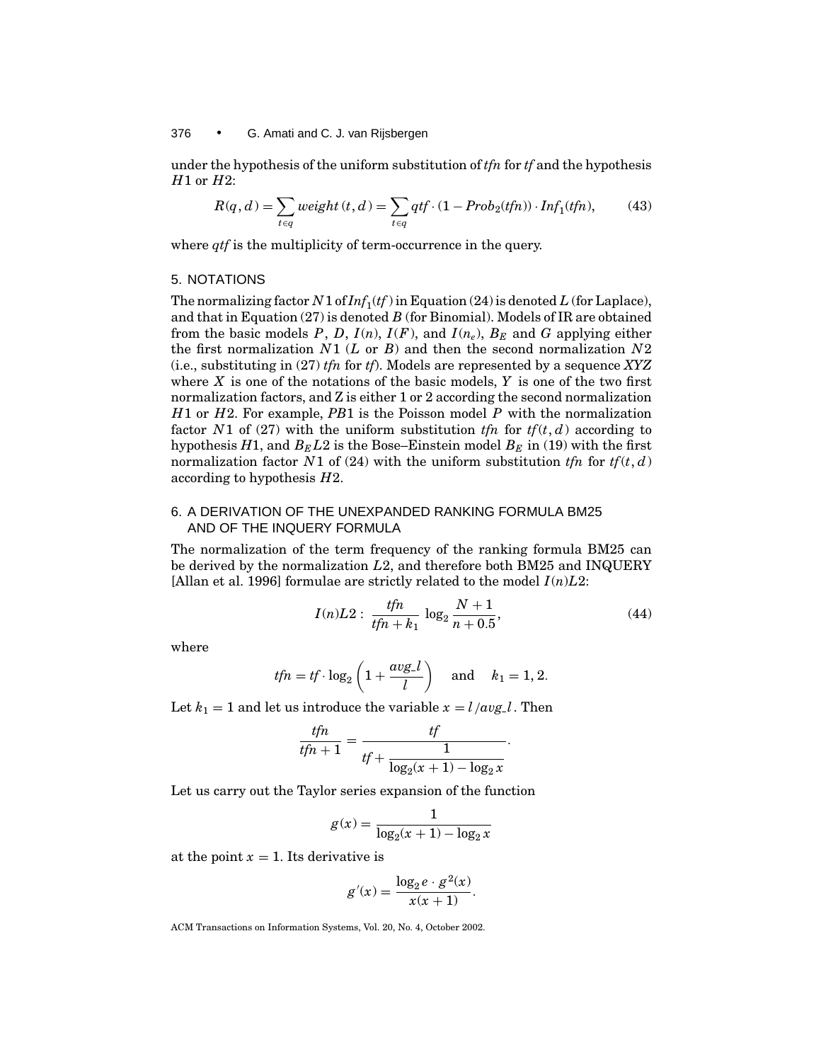under the hypothesis of the uniform substitution of *tfn* for *tf* and the hypothesis $H1$ or $H2$:

$$R(q, d) = \sum_{t \in q} weight\,(t, d) = \sum_{t \in q} qtf \cdot (1 - Prob_2(tfn)) \cdot Inf_1(tfn), \tag{43}$$

where *qtf* is the multiplicity of term-occurrence in the query.

## 5. NOTATIONS

The normalizing factor $N1$ of $Inf_1(tf)$ in Equation (24) is denoted $L$ (for Laplace), and that in Equation (27) is denoted $B$ (for Binomial). Models of IR are obtained from the basic models $P$, $D$, $I(n)$, $I(F)$, and $I(n_e)$, $B_E$ and $G$ applying either the first normalization $N1$ ($L$ or $B$) and then the second normalization $N2$ (i.e., substituting in (27) *tfn* for *tf*). Models are represented by a sequence $XYZ$ where $X$ is one of the notations of the basic models, $Y$ is one of the two first normalization factors, and Z is either 1 or 2 according the second normalization $H1$ or $H2$. For example, $PB1$ is the Poisson model $P$ with the normalization factor $N1$ of (27) with the uniform substitution *tfn* for $tf(t, d)$ according to hypothesis $H1$, and $B_E L2$ is the Bose–Einstein model $B_E$ in (19) with the first normalization factor $N1$ of (24) with the uniform substitution *tfn* for $tf(t, d)$ according to hypothesis $H2$.

## 6. A DERIVATION OF THE UNEXPANDED RANKING FORMULA BM25 AND OF THE INQUERY FORMULA

The normalization of the term frequency of the ranking formula BM25 can be derived by the normalization $L2$, and therefore both BM25 and INQUERY [Allan et al. 1996] formulae are strictly related to the model $I(n)L2$:

$$I(n)L2: \; \frac{tfn}{tfn + k_1} \; \log_2 \frac{N + 1}{n + 0.5}, \tag{44}$$

where

$$tfn = tf \cdot \log_2 \left( 1 + \frac{avg\_l}{l} \right) \quad \text{and} \quad k_1 = 1, 2.$$

Let $k_1 = 1$ and let us introduce the variable $x = l / avg\_l$. Then

$$\frac{tfn}{tfn + 1} = \frac{tf}{tf + \dfrac{1}{\log_2(x + 1) - \log_2 x}}.$$

Let us carry out the Taylor series expansion of the function

$$g(x) = \frac{1}{\log_2(x + 1) - \log_2 x}$$

at the point $x = 1$. Its derivative is

$$g'(x) = \frac{\log_2 e \cdot g^2(x)}{x(x + 1)}.$$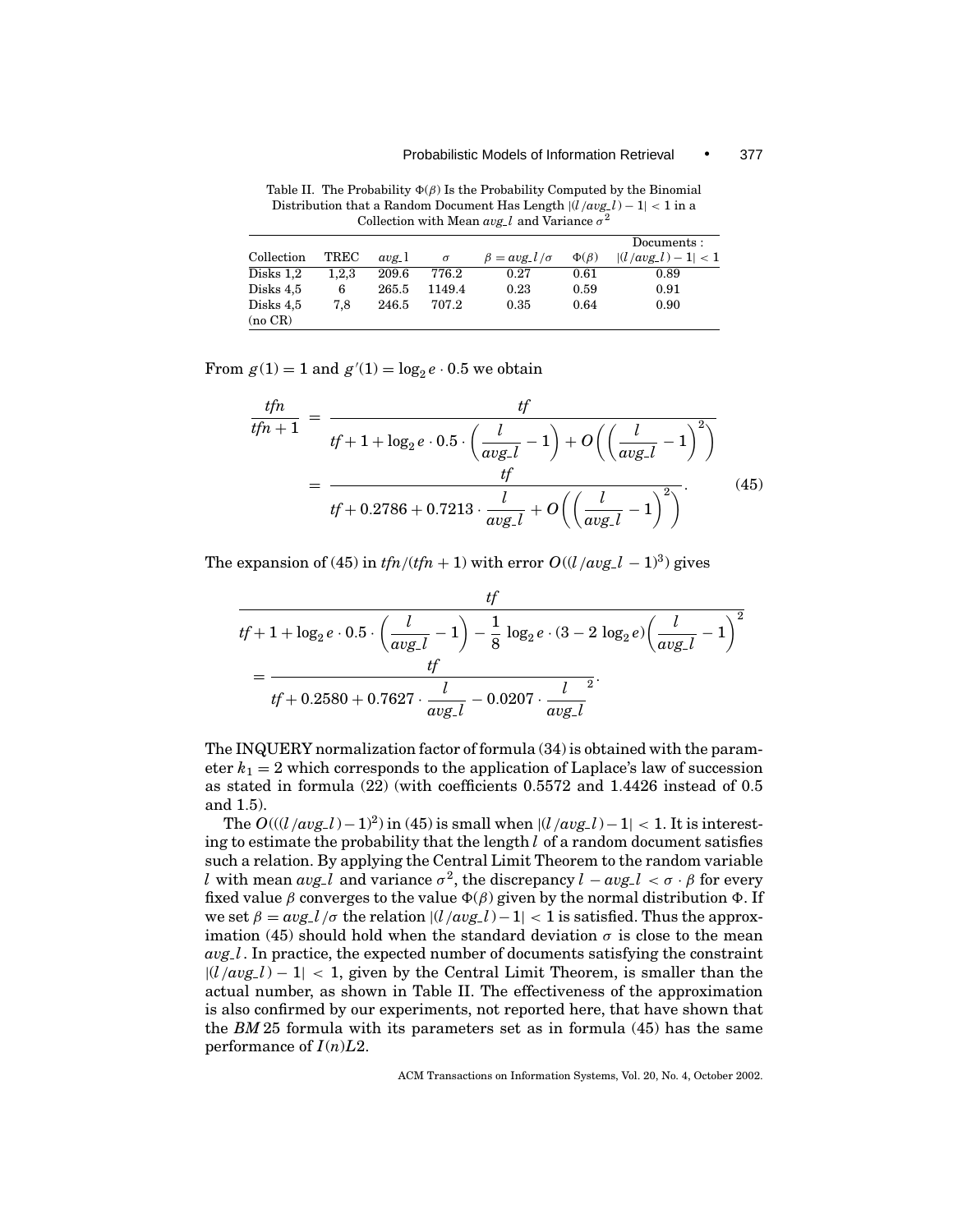Table II. The Probability $\Phi(\beta)$ Is the Probability Computed by the Binomial Distribution that a Random Document Has Length $|(l/avg\_l) - 1| < 1$ in a Collection with Mean $avg\_l$ and Variance $\sigma^2$

| Collection | TREC | $avg\_l$ | $\sigma$ | $\beta = avg\_l/\sigma$ | $\Phi(\beta)$ | Documents : $\lvert(l/avg\_l) - 1\rvert < 1$ |
|---|---|---|---|---|---|---|
| Disks 1,2 | 1,2,3 | 209.6 | 776.2 | 0.27 | 0.61 | 0.89 |
| Disks 4,5 | 6 | 265.5 | 1149.4 | 0.23 | 0.59 | 0.91 |
| Disks 4,5 (no CR) | 7,8 | 246.5 | 707.2 | 0.35 | 0.64 | 0.90 |

From $g(1) = 1$ and $g'(1) = \log_2 e \cdot 0.5$ we obtain

$$\begin{aligned}
\frac{tfn}{tfn+1} &= \frac{tf}{tf + 1 + \log_2 e \cdot 0.5 \cdot \left(\frac{l}{avg\_l} - 1\right) + O\left(\left(\frac{l}{avg\_l} - 1\right)^2\right)} \\
&= \frac{tf}{tf + 0.2786 + 0.7213 \cdot \frac{l}{avg\_l} + O\left(\left(\frac{l}{avg\_l} - 1\right)^2\right)}. \qquad (45)
\end{aligned}$$

The expansion of (45) in $tfn/(tfn+1)$ with error $O((l/avg\_l - 1)^3)$ gives

$$\begin{aligned}
&\frac{tf}{tf + 1 + \log_2 e \cdot 0.5 \cdot \left(\frac{l}{avg\_l} - 1\right) - \frac{1}{8}\log_2 e \cdot (3 - 2\log_2 e)\left(\frac{l}{avg\_l} - 1\right)^2} \\
&= \frac{tf}{tf + 0.2580 + 0.7627 \cdot \frac{l}{avg\_l} - 0.0207 \cdot \frac{l}{avg\_l}^2}.
\end{aligned}$$

The INQUERY normalization factor of formula (34) is obtained with the parameter $k_1 = 2$ which corresponds to the application of Laplace's law of succession as stated in formula (22) (with coefficients 0.5572 and 1.4426 instead of 0.5 and 1.5).

The $O(((l/avg\_l) - 1)^2)$ in (45) is small when $|(l/avg\_l) - 1| < 1$. It is interesting to estimate the probability that the length $l$ of a random document satisfies such a relation. By applying the Central Limit Theorem to the random variable $l$ with mean $avg\_l$ and variance $\sigma^2$, the discrepancy $l - avg\_l < \sigma \cdot \beta$ for every fixed value $\beta$ converges to the value $\Phi(\beta)$ given by the normal distribution $\Phi$. If we set $\beta = avg\_l/\sigma$ the relation $|(l/avg\_l) - 1| < 1$ is satisfied. Thus the approximation (45) should hold when the standard deviation $\sigma$ is close to the mean $avg\_l$. In practice, the expected number of documents satisfying the constraint $|(l/avg\_l) - 1| < 1$, given by the Central Limit Theorem, is smaller than the actual number, as shown in Table II. The effectiveness of the approximation is also confirmed by our experiments, not reported here, that have shown that the *BM* 25 formula with its parameters set as in formula (45) has the same performance of $I(n)L2$.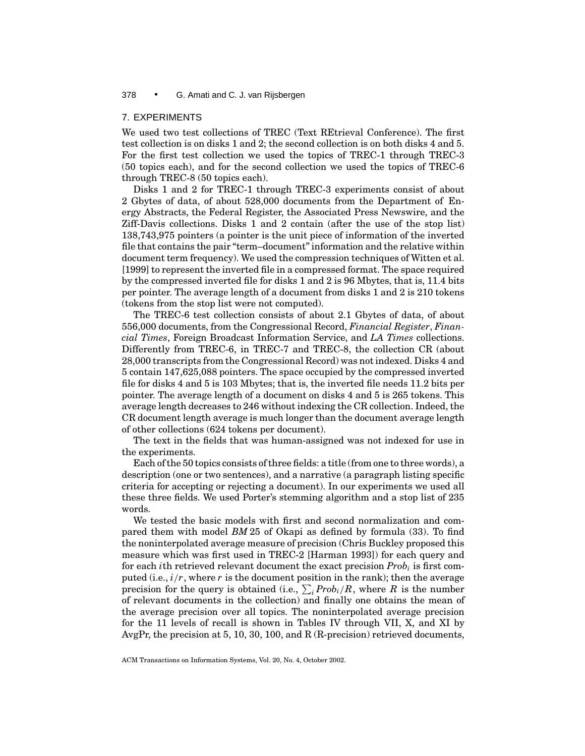## 7. EXPERIMENTS

We used two test collections of TREC (Text REtrieval Conference). The first test collection is on disks 1 and 2; the second collection is on both disks 4 and 5. For the first test collection we used the topics of TREC-1 through TREC-3 (50 topics each), and for the second collection we used the topics of TREC-6 through TREC-8 (50 topics each).

Disks 1 and 2 for TREC-1 through TREC-3 experiments consist of about 2 Gbytes of data, of about 528,000 documents from the Department of Energy Abstracts, the Federal Register, the Associated Press Newswire, and the Ziff-Davis collections. Disks 1 and 2 contain (after the use of the stop list) 138,743,975 pointers (a pointer is the unit piece of information of the inverted file that contains the pair "term–document" information and the relative within document term frequency). We used the compression techniques of Witten et al. [1999] to represent the inverted file in a compressed format. The space required by the compressed inverted file for disks 1 and 2 is 96 Mbytes, that is, 11.4 bits per pointer. The average length of a document from disks 1 and 2 is 210 tokens (tokens from the stop list were not computed).

The TREC-6 test collection consists of about 2.1 Gbytes of data, of about 556,000 documents, from the Congressional Record, *Financial Register*, *Financial Times*, Foreign Broadcast Information Service, and *LA Times* collections. Differently from TREC-6, in TREC-7 and TREC-8, the collection CR (about 28,000 transcripts from the Congressional Record) was not indexed. Disks 4 and 5 contain 147,625,088 pointers. The space occupied by the compressed inverted file for disks 4 and 5 is 103 Mbytes; that is, the inverted file needs 11.2 bits per pointer. The average length of a document on disks 4 and 5 is 265 tokens. This average length decreases to 246 without indexing the CR collection. Indeed, the CR document length average is much longer than the document average length of other collections (624 tokens per document).

The text in the fields that was human-assigned was not indexed for use in the experiments.

Each of the 50 topics consists of three fields: a title (from one to three words), a description (one or two sentences), and a narrative (a paragraph listing specific criteria for accepting or rejecting a document). In our experiments we used all these three fields. We used Porter's stemming algorithm and a stop list of 235 words.

We tested the basic models with first and second normalization and compared them with model *BM* 25 of Okapi as defined by formula (33). To find the noninterpolated average measure of precision (Chris Buckley proposed this measure which was first used in TREC-2 [Harman 1993]) for each query and for each $i$th retrieved relevant document the exact precision $Prob_i$ is first computed (i.e., $i/r$, where $r$ is the document position in the rank); then the average precision for the query is obtained (i.e., $\sum_i Prob_i/R$, where $R$ is the number of relevant documents in the collection) and finally one obtains the mean of the average precision over all topics. The noninterpolated average precision for the 11 levels of recall is shown in Tables IV through VII, X, and XI by AvgPr, the precision at 5, 10, 30, 100, and R (R-precision) retrieved documents,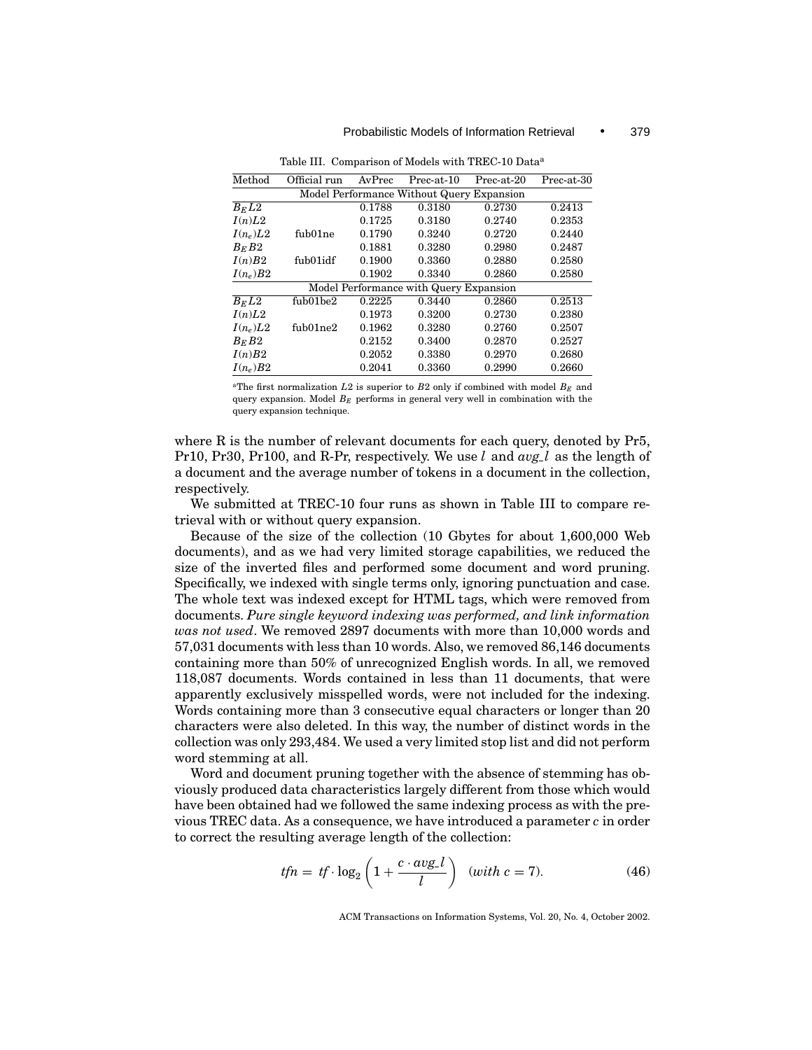Table III. Comparison of Models with TREC-10 Data[a]

| Method | Official run | AvPrec | Prec-at-10 | Prec-at-20 | Prec-at-30 |
|---|---|---|---|---|---|
| Model Performance Without Query Expansion | | | | | |
| $B_E L2$ | | 0.1788 | 0.3180 | 0.2730 | 0.2413 |
| $I(n)L2$ | | 0.1725 | 0.3180 | 0.2740 | 0.2353 |
| $I(n_e)L2$ | fub01ne | 0.1790 | 0.3240 | 0.2720 | 0.2440 |
| $B_E B2$ | | 0.1881 | 0.3280 | 0.2980 | 0.2487 |
| $I(n)B2$ | fub01idf | 0.1900 | 0.3360 | 0.2880 | 0.2580 |
| $I(n_e)B2$ | | 0.1902 | 0.3340 | 0.2860 | 0.2580 |
| Model Performance with Query Expansion | | | | | |
| $B_E L2$ | fub01be2 | 0.2225 | 0.3440 | 0.2860 | 0.2513 |
| $I(n)L2$ | | 0.1973 | 0.3200 | 0.2730 | 0.2380 |
| $I(n_e)L2$ | fub01ne2 | 0.1962 | 0.3280 | 0.2760 | 0.2507 |
| $B_E B2$ | | 0.2152 | 0.3400 | 0.2870 | 0.2527 |
| $I(n)B2$ | | 0.2052 | 0.3380 | 0.2970 | 0.2680 |
| $I(n_e)B2$ | | 0.2041 | 0.3360 | 0.2990 | 0.2660 |

[a]The first normalization $L2$ is superior to $B2$ only if combined with model $B_E$ and query expansion. Model $B_E$ performs in general very well in combination with the query expansion technique.

where R is the number of relevant documents for each query, denoted by Pr5, Pr10, Pr30, Pr100, and R-Pr, respectively. We use $l$ and $avg\_l$ as the length of a document and the average number of tokens in a document in the collection, respectively.

We submitted at TREC-10 four runs as shown in Table III to compare retrieval with or without query expansion.

Because of the size of the collection (10 Gbytes for about 1,600,000 Web documents), and as we had very limited storage capabilities, we reduced the size of the inverted files and performed some document and word pruning. Specifically, we indexed with single terms only, ignoring punctuation and case. The whole text was indexed except for HTML tags, which were removed from documents. *Pure single keyword indexing was performed, and link information was not used*. We removed 2897 documents with more than 10,000 words and 57,031 documents with less than 10 words. Also, we removed 86,146 documents containing more than 50% of unrecognized English words. In all, we removed 118,087 documents. Words contained in less than 11 documents, that were apparently exclusively misspelled words, were not included for the indexing. Words containing more than 3 consecutive equal characters or longer than 20 characters were also deleted. In this way, the number of distinct words in the collection was only 293,484. We used a very limited stop list and did not perform word stemming at all.

Word and document pruning together with the absence of stemming has obviously produced data characteristics largely different from those which would have been obtained had we followed the same indexing process as with the previous TREC data. As a consequence, we have introduced a parameter $c$ in order to correct the resulting average length of the collection:

$$tfn = tf \cdot \log_2 \left(1 + \frac{c \cdot avg\_l}{l}\right) \quad (with\ c = 7). \tag{46}$$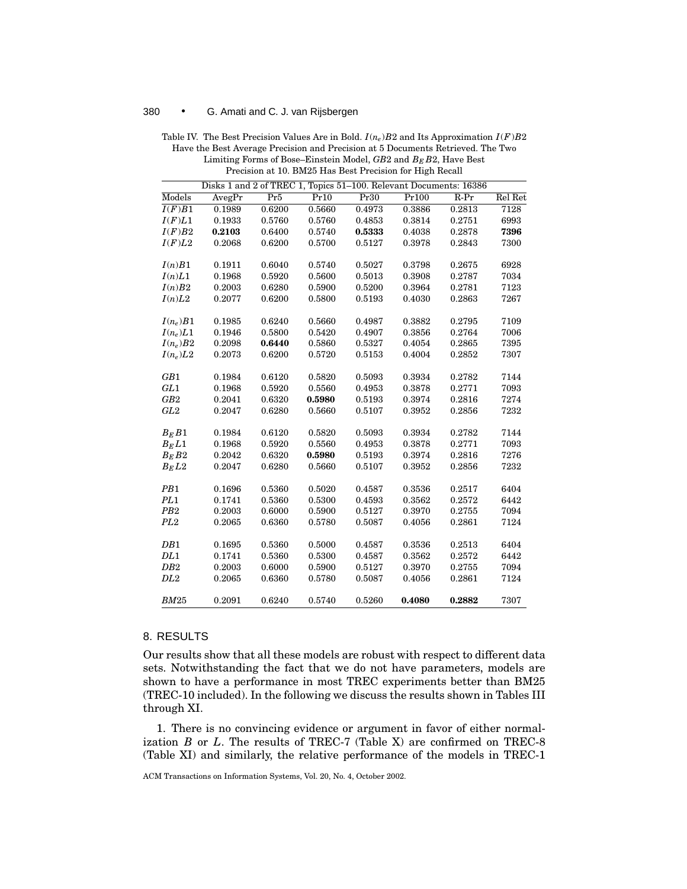Table IV. The Best Precision Values Are in Bold. $I(n_e)B2$ and Its Approximation $I(F)B2$ Have the Best Average Precision and Precision at 5 Documents Retrieved. The Two Limiting Forms of Bose–Einstein Model, $GB2$ and $B_EB2$, Have Best Precision at 10. BM25 Has Best Precision for High Recall

| Disks 1 and 2 of TREC 1, Topics 51–100. Relevant Documents: 16386 | | | | | | | |
|---|---|---|---|---|---|---|---|
| Models | AvegPr | Pr5 | Pr10 | Pr30 | Pr100 | R-Pr | Rel Ret |
| $I(F)B1$ | 0.1989 | 0.6200 | 0.5660 | 0.4973 | 0.3886 | 0.2813 | 7128 |
| $I(F)L1$ | 0.1933 | 0.5760 | 0.5760 | 0.4853 | 0.3814 | 0.2751 | 6993 |
| $I(F)B2$ | **0.2103** | 0.6400 | 0.5740 | **0.5333** | 0.4038 | 0.2878 | **7396** |
| $I(F)L2$ | 0.2068 | 0.6200 | 0.5700 | 0.5127 | 0.3978 | 0.2843 | 7300 |
| $I(n)B1$ | 0.1911 | 0.6040 | 0.5740 | 0.5027 | 0.3798 | 0.2675 | 6928 |
| $I(n)L1$ | 0.1968 | 0.5920 | 0.5600 | 0.5013 | 0.3908 | 0.2787 | 7034 |
| $I(n)B2$ | 0.2003 | 0.6280 | 0.5900 | 0.5200 | 0.3964 | 0.2781 | 7123 |
| $I(n)L2$ | 0.2077 | 0.6200 | 0.5800 | 0.5193 | 0.4030 | 0.2863 | 7267 |
| $I(n_e)B1$ | 0.1985 | 0.6240 | 0.5660 | 0.4987 | 0.3882 | 0.2795 | 7109 |
| $I(n_e)L1$ | 0.1946 | 0.5800 | 0.5420 | 0.4907 | 0.3856 | 0.2764 | 7006 |
| $I(n_e)B2$ | 0.2098 | **0.6440** | 0.5860 | 0.5327 | 0.4054 | 0.2865 | 7395 |
| $I(n_e)L2$ | 0.2073 | 0.6200 | 0.5720 | 0.5153 | 0.4004 | 0.2852 | 7307 |
| $GB1$ | 0.1984 | 0.6120 | 0.5820 | 0.5093 | 0.3934 | 0.2782 | 7144 |
| $GL1$ | 0.1968 | 0.5920 | 0.5560 | 0.4953 | 0.3878 | 0.2771 | 7093 |
| $GB2$ | 0.2041 | 0.6320 | **0.5980** | 0.5193 | 0.3974 | 0.2816 | 7274 |
| $GL2$ | 0.2047 | 0.6280 | 0.5660 | 0.5107 | 0.3952 | 0.2856 | 7232 |
| $B_EB1$ | 0.1984 | 0.6120 | 0.5820 | 0.5093 | 0.3934 | 0.2782 | 7144 |
| $B_EL1$ | 0.1968 | 0.5920 | 0.5560 | 0.4953 | 0.3878 | 0.2771 | 7093 |
| $B_EB2$ | 0.2042 | 0.6320 | **0.5980** | 0.5193 | 0.3974 | 0.2816 | 7276 |
| $B_EL2$ | 0.2047 | 0.6280 | 0.5660 | 0.5107 | 0.3952 | 0.2856 | 7232 |
| $PB1$ | 0.1696 | 0.5360 | 0.5020 | 0.4587 | 0.3536 | 0.2517 | 6404 |
| $PL1$ | 0.1741 | 0.5360 | 0.5300 | 0.4593 | 0.3562 | 0.2572 | 6442 |
| $PB2$ | 0.2003 | 0.6000 | 0.5900 | 0.5127 | 0.3970 | 0.2755 | 7094 |
| $PL2$ | 0.2065 | 0.6360 | 0.5780 | 0.5087 | 0.4056 | 0.2861 | 7124 |
| $DB1$ | 0.1695 | 0.5360 | 0.5000 | 0.4587 | 0.3536 | 0.2513 | 6404 |
| $DL1$ | 0.1741 | 0.5360 | 0.5300 | 0.4587 | 0.3562 | 0.2572 | 6442 |
| $DB2$ | 0.2003 | 0.6000 | 0.5900 | 0.5127 | 0.3970 | 0.2755 | 7094 |
| $DL2$ | 0.2065 | 0.6360 | 0.5780 | 0.5087 | 0.4056 | 0.2861 | 7124 |
| $BM25$ | 0.2091 | 0.6240 | 0.5740 | 0.5260 | **0.4080** | **0.2882** | 7307 |

## 8. RESULTS

Our results show that all these models are robust with respect to different data sets. Notwithstanding the fact that we do not have parameters, models are shown to have a performance in most TREC experiments better than BM25 (TREC-10 included). In the following we discuss the results shown in Tables III through XI.

1. There is no convincing evidence or argument in favor of either normalization $B$ or $L$. The results of TREC-7 (Table X) are confirmed on TREC-8 (Table XI) and similarly, the relative performance of the models in TREC-1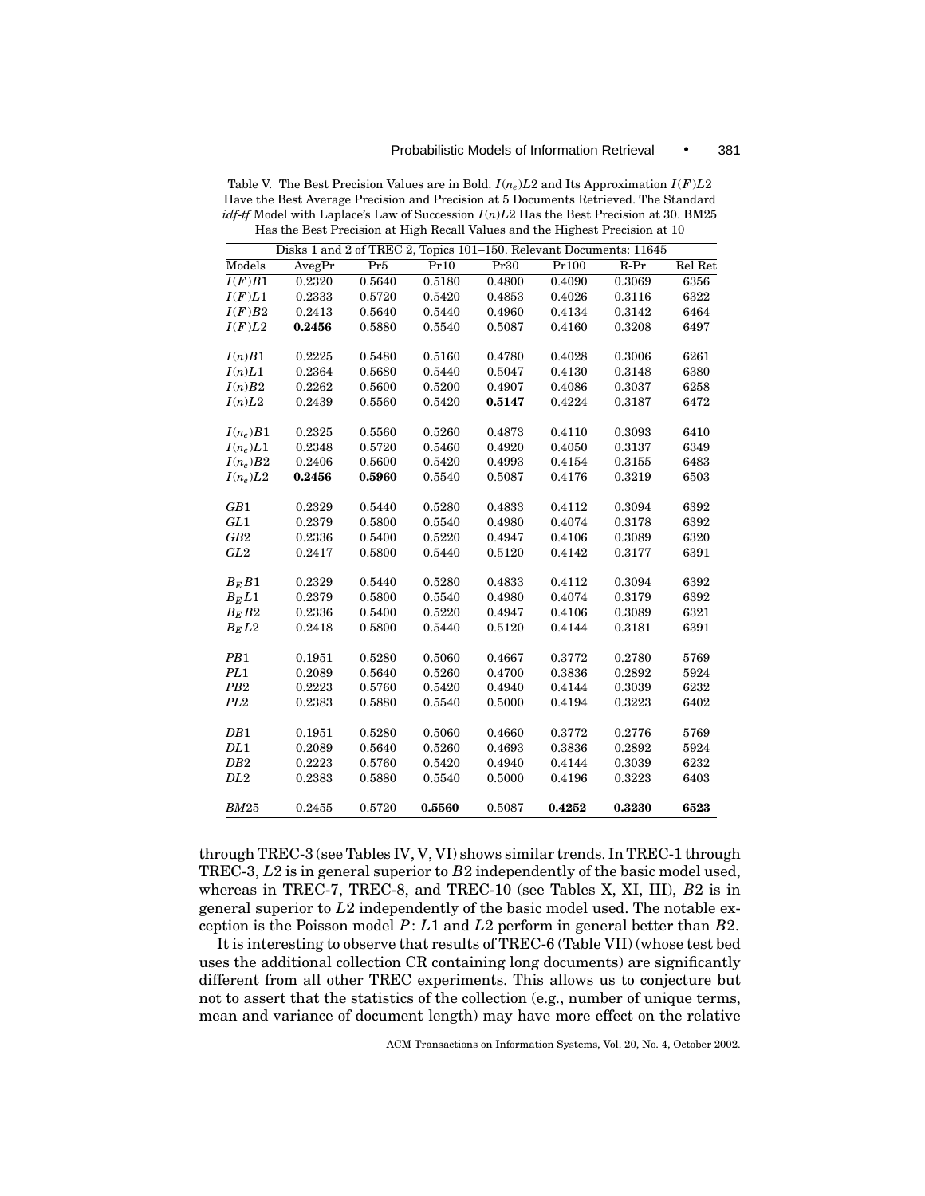Table V. The Best Precision Values are in Bold. $I(n_e)L2$ and Its Approximation $I(F)L2$ Have the Best Average Precision and Precision at 5 Documents Retrieved. The Standard *idf-tf* Model with Laplace's Law of Succession $I(n)L2$ Has the Best Precision at 30. BM25 Has the Best Precision at High Recall Values and the Highest Precision at 10

| Disks 1 and 2 of TREC 2, Topics 101–150. Relevant Documents: 11645 | | | | | | | |
|---|---|---|---|---|---|---|---|
| Models | AvegPr | Pr5 | Pr10 | Pr30 | Pr100 | R-Pr | Rel Ret |
| $I(F)B1$ | 0.2320 | 0.5640 | 0.5180 | 0.4800 | 0.4090 | 0.3069 | 6356 |
| $I(F)L1$ | 0.2333 | 0.5720 | 0.5420 | 0.4853 | 0.4026 | 0.3116 | 6322 |
| $I(F)B2$ | 0.2413 | 0.5640 | 0.5440 | 0.4960 | 0.4134 | 0.3142 | 6464 |
| $I(F)L2$ | **0.2456** | 0.5880 | 0.5540 | 0.5087 | 0.4160 | 0.3208 | 6497 |
| $I(n)B1$ | 0.2225 | 0.5480 | 0.5160 | 0.4780 | 0.4028 | 0.3006 | 6261 |
| $I(n)L1$ | 0.2364 | 0.5680 | 0.5440 | 0.5047 | 0.4130 | 0.3148 | 6380 |
| $I(n)B2$ | 0.2262 | 0.5600 | 0.5200 | 0.4907 | 0.4086 | 0.3037 | 6258 |
| $I(n)L2$ | 0.2439 | 0.5560 | 0.5420 | **0.5147** | 0.4224 | 0.3187 | 6472 |
| $I(n_e)B1$ | 0.2325 | 0.5560 | 0.5260 | 0.4873 | 0.4110 | 0.3093 | 6410 |
| $I(n_e)L1$ | 0.2348 | 0.5720 | 0.5460 | 0.4920 | 0.4050 | 0.3137 | 6349 |
| $I(n_e)B2$ | 0.2406 | 0.5600 | 0.5420 | 0.4993 | 0.4154 | 0.3155 | 6483 |
| $I(n_e)L2$ | **0.2456** | **0.5960** | 0.5540 | 0.5087 | 0.4176 | 0.3219 | 6503 |
| $GB1$ | 0.2329 | 0.5440 | 0.5280 | 0.4833 | 0.4112 | 0.3094 | 6392 |
| $GL1$ | 0.2379 | 0.5800 | 0.5540 | 0.4980 | 0.4074 | 0.3178 | 6392 |
| $GB2$ | 0.2336 | 0.5400 | 0.5220 | 0.4947 | 0.4106 | 0.3089 | 6320 |
| $GL2$ | 0.2417 | 0.5800 | 0.5440 | 0.5120 | 0.4142 | 0.3177 | 6391 |
| $B_EB1$ | 0.2329 | 0.5440 | 0.5280 | 0.4833 | 0.4112 | 0.3094 | 6392 |
| $B_EL1$ | 0.2379 | 0.5800 | 0.5540 | 0.4980 | 0.4074 | 0.3179 | 6392 |
| $B_EB2$ | 0.2336 | 0.5400 | 0.5220 | 0.4947 | 0.4106 | 0.3089 | 6321 |
| $B_EL2$ | 0.2418 | 0.5800 | 0.5440 | 0.5120 | 0.4144 | 0.3181 | 6391 |
| $PB1$ | 0.1951 | 0.5280 | 0.5060 | 0.4667 | 0.3772 | 0.2780 | 5769 |
| $PL1$ | 0.2089 | 0.5640 | 0.5260 | 0.4700 | 0.3836 | 0.2892 | 5924 |
| $PB2$ | 0.2223 | 0.5760 | 0.5420 | 0.4940 | 0.4144 | 0.3039 | 6232 |
| $PL2$ | 0.2383 | 0.5880 | 0.5540 | 0.5000 | 0.4194 | 0.3223 | 6402 |
| $DB1$ | 0.1951 | 0.5280 | 0.5060 | 0.4660 | 0.3772 | 0.2776 | 5769 |
| $DL1$ | 0.2089 | 0.5640 | 0.5260 | 0.4693 | 0.3836 | 0.2892 | 5924 |
| $DB2$ | 0.2223 | 0.5760 | 0.5420 | 0.4940 | 0.4144 | 0.3039 | 6232 |
| $DL2$ | 0.2383 | 0.5880 | 0.5540 | 0.5000 | 0.4196 | 0.3223 | 6403 |
| *BM*25 | 0.2455 | 0.5720 | **0.5560** | 0.5087 | **0.4252** | **0.3230** | **6523** |

through TREC-3 (see Tables IV, V, VI) shows similar trends. In TREC-1 through TREC-3, $L2$ is in general superior to $B2$ independently of the basic model used, whereas in TREC-7, TREC-8, and TREC-10 (see Tables X, XI, III), $B2$ is in general superior to $L2$ independently of the basic model used. The notable exception is the Poisson model $P$: $L1$ and $L2$ perform in general better than $B2$.

It is interesting to observe that results of TREC-6 (Table VII) (whose test bed uses the additional collection CR containing long documents) are significantly different from all other TREC experiments. This allows us to conjecture but not to assert that the statistics of the collection (e.g., number of unique terms, mean and variance of document length) may have more effect on the relative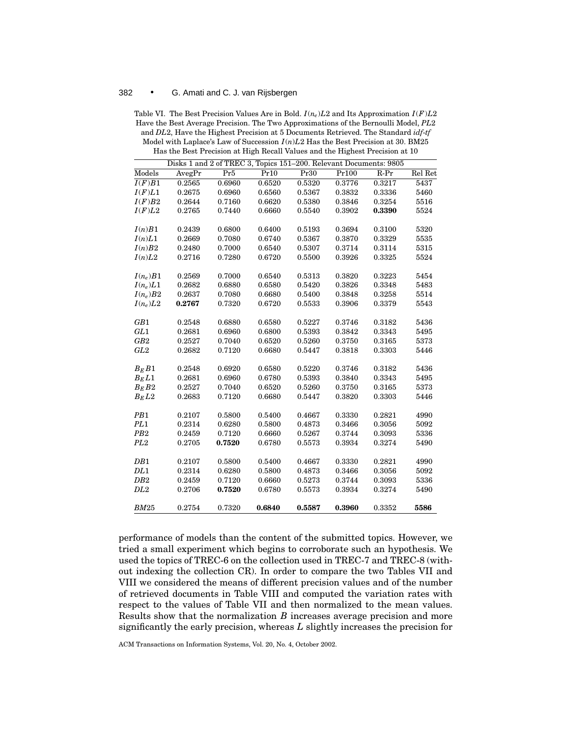Table VI. The Best Precision Values Are in Bold. $I(n_e)L2$ and Its Approximation $I(F)L2$ Have the Best Average Precision. The Two Approximations of the Bernoulli Model, $PL2$ and $DL2$, Have the Highest Precision at 5 Documents Retrieved. The Standard *idf-tf* Model with Laplace's Law of Succession $I(n)L2$ Has the Best Precision at 30. BM25 Has the Best Precision at High Recall Values and the Highest Precision at 10

| Disks 1 and 2 of TREC 3, Topics 151–200. Relevant Documents: 9805 | | | | | | | |
|---|---|---|---|---|---|---|---|
| Models | AvegPr | Pr5 | Pr10 | Pr30 | Pr100 | R-Pr | Rel Ret |
| $I(F)B1$ | 0.2565 | 0.6960 | 0.6520 | 0.5320 | 0.3776 | 0.3217 | 5437 |
| $I(F)L1$ | 0.2675 | 0.6960 | 0.6560 | 0.5367 | 0.3832 | 0.3336 | 5460 |
| $I(F)B2$ | 0.2644 | 0.7160 | 0.6620 | 0.5380 | 0.3846 | 0.3254 | 5516 |
| $I(F)L2$ | 0.2765 | 0.7440 | 0.6660 | 0.5540 | 0.3902 | **0.3390** | 5524 |
| $I(n)B1$ | 0.2439 | 0.6800 | 0.6400 | 0.5193 | 0.3694 | 0.3100 | 5320 |
| $I(n)L1$ | 0.2669 | 0.7080 | 0.6740 | 0.5367 | 0.3870 | 0.3329 | 5535 |
| $I(n)B2$ | 0.2480 | 0.7000 | 0.6540 | 0.5307 | 0.3714 | 0.3114 | 5315 |
| $I(n)L2$ | 0.2716 | 0.7280 | 0.6720 | 0.5500 | 0.3926 | 0.3325 | 5524 |
| $I(n_e)B1$ | 0.2569 | 0.7000 | 0.6540 | 0.5313 | 0.3820 | 0.3223 | 5454 |
| $I(n_e)L1$ | 0.2682 | 0.6880 | 0.6580 | 0.5420 | 0.3826 | 0.3348 | 5483 |
| $I(n_e)B2$ | 0.2637 | 0.7080 | 0.6680 | 0.5400 | 0.3848 | 0.3258 | 5514 |
| $I(n_e)L2$ | **0.2767** | 0.7320 | 0.6720 | 0.5533 | 0.3906 | 0.3379 | 5543 |
| $GB1$ | 0.2548 | 0.6880 | 0.6580 | 0.5227 | 0.3746 | 0.3182 | 5436 |
| $GL1$ | 0.2681 | 0.6960 | 0.6800 | 0.5393 | 0.3842 | 0.3343 | 5495 |
| $GB2$ | 0.2527 | 0.7040 | 0.6520 | 0.5260 | 0.3750 | 0.3165 | 5373 |
| $GL2$ | 0.2682 | 0.7120 | 0.6680 | 0.5447 | 0.3818 | 0.3303 | 5446 |
| $B_EB1$ | 0.2548 | 0.6920 | 0.6580 | 0.5220 | 0.3746 | 0.3182 | 5436 |
| $B_EL1$ | 0.2681 | 0.6960 | 0.6780 | 0.5393 | 0.3840 | 0.3343 | 5495 |
| $B_EB2$ | 0.2527 | 0.7040 | 0.6520 | 0.5260 | 0.3750 | 0.3165 | 5373 |
| $B_EL2$ | 0.2683 | 0.7120 | 0.6680 | 0.5447 | 0.3820 | 0.3303 | 5446 |
| $PB1$ | 0.2107 | 0.5800 | 0.5400 | 0.4667 | 0.3330 | 0.2821 | 4990 |
| $PL1$ | 0.2314 | 0.6280 | 0.5800 | 0.4873 | 0.3466 | 0.3056 | 5092 |
| $PB2$ | 0.2459 | 0.7120 | 0.6660 | 0.5267 | 0.3744 | 0.3093 | 5336 |
| $PL2$ | 0.2705 | **0.7520** | 0.6780 | 0.5573 | 0.3934 | 0.3274 | 5490 |
| $DB1$ | 0.2107 | 0.5800 | 0.5400 | 0.4667 | 0.3330 | 0.2821 | 4990 |
| $DL1$ | 0.2314 | 0.6280 | 0.5800 | 0.4873 | 0.3466 | 0.3056 | 5092 |
| $DB2$ | 0.2459 | 0.7120 | 0.6660 | 0.5273 | 0.3744 | 0.3093 | 5336 |
| $DL2$ | 0.2706 | **0.7520** | 0.6780 | 0.5573 | 0.3934 | 0.3274 | 5490 |
| $BM25$ | 0.2754 | 0.7320 | **0.6840** | **0.5587** | **0.3960** | 0.3352 | **5586** |

performance of models than the content of the submitted topics. However, we tried a small experiment which begins to corroborate such an hypothesis. We used the topics of TREC-6 on the collection used in TREC-7 and TREC-8 (without indexing the collection CR). In order to compare the two Tables VII and VIII we considered the means of different precision values and of the number of retrieved documents in Table VIII and computed the variation rates with respect to the values of Table VII and then normalized to the mean values. Results show that the normalization $B$ increases average precision and more significantly the early precision, whereas $L$ slightly increases the precision for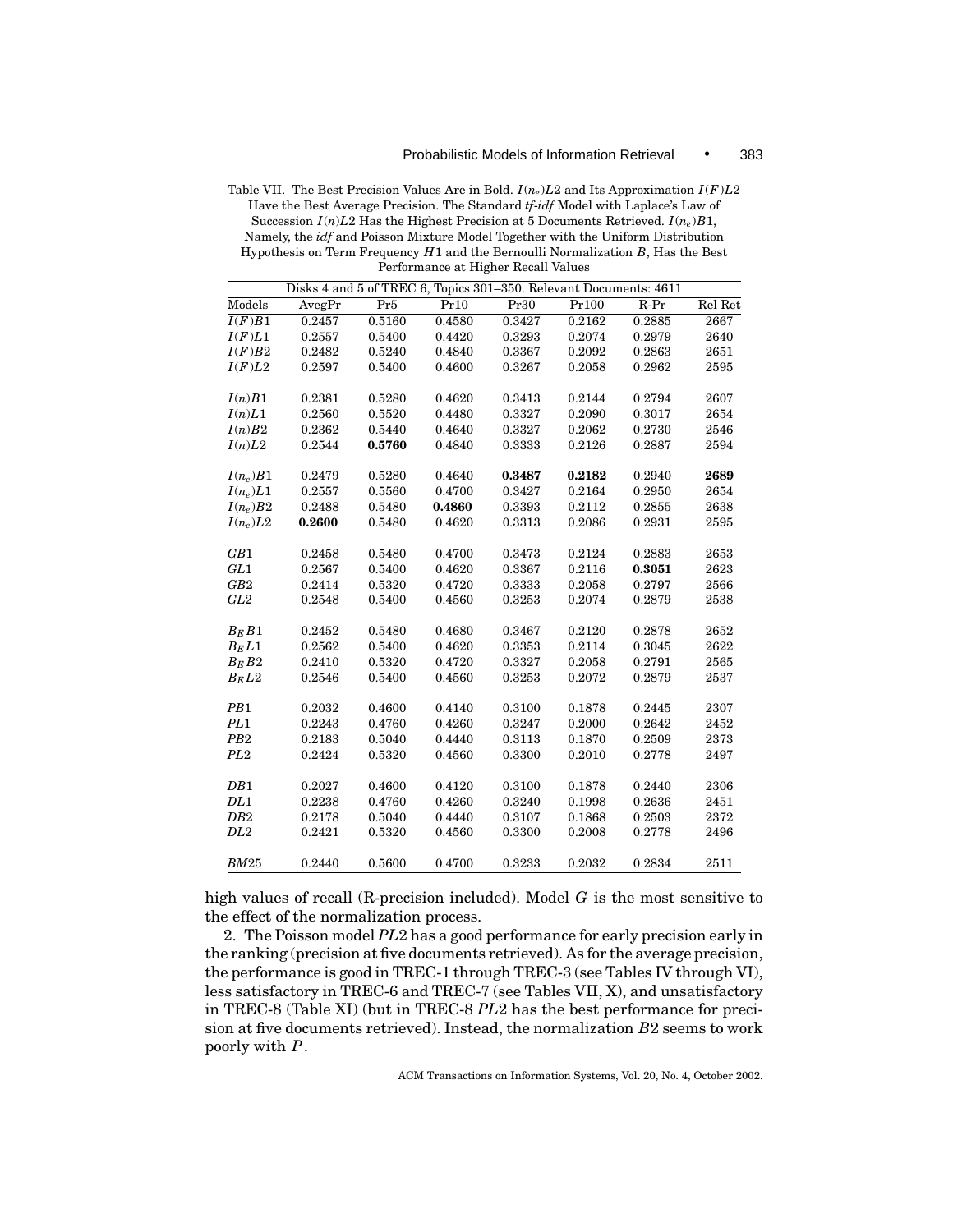Table VII. The Best Precision Values Are in Bold. $I(n_e)L2$ and Its Approximation $I(F)L2$ Have the Best Average Precision. The Standard *tf-idf* Model with Laplace's Law of Succession $I(n)L2$ Has the Highest Precision at 5 Documents Retrieved. $I(n_e)B1$, Namely, the *idf* and Poisson Mixture Model Together with the Uniform Distribution Hypothesis on Term Frequency $H1$ and the Bernoulli Normalization $B$, Has the Best Performance at Higher Recall Values

| Disks 4 and 5 of TREC 6, Topics 301–350. Relevant Documents: 4611 | | | | | | | |
|---|---|---|---|---|---|---|---|
| Models | AvegPr | Pr5 | Pr10 | Pr30 | Pr100 | R-Pr | Rel Ret |
| $I(F)B1$ | 0.2457 | 0.5160 | 0.4580 | 0.3427 | 0.2162 | 0.2885 | 2667 |
| $I(F)L1$ | 0.2557 | 0.5400 | 0.4420 | 0.3293 | 0.2074 | 0.2979 | 2640 |
| $I(F)B2$ | 0.2482 | 0.5240 | 0.4840 | 0.3367 | 0.2092 | 0.2863 | 2651 |
| $I(F)L2$ | 0.2597 | 0.5400 | 0.4600 | 0.3267 | 0.2058 | 0.2962 | 2595 |
| $I(n)B1$ | 0.2381 | 0.5280 | 0.4620 | 0.3413 | 0.2144 | 0.2794 | 2607 |
| $I(n)L1$ | 0.2560 | 0.5520 | 0.4480 | 0.3327 | 0.2090 | 0.3017 | 2654 |
| $I(n)B2$ | 0.2362 | 0.5440 | 0.4640 | 0.3327 | 0.2062 | 0.2730 | 2546 |
| $I(n)L2$ | 0.2544 | **0.5760** | 0.4840 | 0.3333 | 0.2126 | 0.2887 | 2594 |
| $I(n_e)B1$ | 0.2479 | 0.5280 | 0.4640 | **0.3487** | **0.2182** | 0.2940 | **2689** |
| $I(n_e)L1$ | 0.2557 | 0.5560 | 0.4700 | 0.3427 | 0.2164 | 0.2950 | 2654 |
| $I(n_e)B2$ | 0.2488 | 0.5480 | **0.4860** | 0.3393 | 0.2112 | 0.2855 | 2638 |
| $I(n_e)L2$ | **0.2600** | 0.5480 | 0.4620 | 0.3313 | 0.2086 | 0.2931 | 2595 |
| $GB1$ | 0.2458 | 0.5480 | 0.4700 | 0.3473 | 0.2124 | 0.2883 | 2653 |
| $GL1$ | 0.2567 | 0.5400 | 0.4620 | 0.3367 | 0.2116 | **0.3051** | 2623 |
| $GB2$ | 0.2414 | 0.5320 | 0.4720 | 0.3333 | 0.2058 | 0.2797 | 2566 |
| $GL2$ | 0.2548 | 0.5400 | 0.4560 | 0.3253 | 0.2074 | 0.2879 | 2538 |
| $B_EB1$ | 0.2452 | 0.5480 | 0.4680 | 0.3467 | 0.2120 | 0.2878 | 2652 |
| $B_EL1$ | 0.2562 | 0.5400 | 0.4620 | 0.3353 | 0.2114 | 0.3045 | 2622 |
| $B_EB2$ | 0.2410 | 0.5320 | 0.4720 | 0.3327 | 0.2058 | 0.2791 | 2565 |
| $B_EL2$ | 0.2546 | 0.5400 | 0.4560 | 0.3253 | 0.2072 | 0.2879 | 2537 |
| $PB1$ | 0.2032 | 0.4600 | 0.4140 | 0.3100 | 0.1878 | 0.2445 | 2307 |
| $PL1$ | 0.2243 | 0.4760 | 0.4260 | 0.3247 | 0.2000 | 0.2642 | 2452 |
| $PB2$ | 0.2183 | 0.5040 | 0.4440 | 0.3113 | 0.1870 | 0.2509 | 2373 |
| $PL2$ | 0.2424 | 0.5320 | 0.4560 | 0.3300 | 0.2010 | 0.2778 | 2497 |
| $DB1$ | 0.2027 | 0.4600 | 0.4120 | 0.3100 | 0.1878 | 0.2440 | 2306 |
| $DL1$ | 0.2238 | 0.4760 | 0.4260 | 0.3240 | 0.1998 | 0.2636 | 2451 |
| $DB2$ | 0.2178 | 0.5040 | 0.4440 | 0.3107 | 0.1868 | 0.2503 | 2372 |
| $DL2$ | 0.2421 | 0.5320 | 0.4560 | 0.3300 | 0.2008 | 0.2778 | 2496 |
| $BM25$ | 0.2440 | 0.5600 | 0.4700 | 0.3233 | 0.2032 | 0.2834 | 2511 |

high values of recall (R-precision included). Model $G$ is the most sensitive to the effect of the normalization process.

2. The Poisson model $PL2$ has a good performance for early precision early in the ranking (precision at five documents retrieved). As for the average precision, the performance is good in TREC-1 through TREC-3 (see Tables IV through VI), less satisfactory in TREC-6 and TREC-7 (see Tables VII, X), and unsatisfactory in TREC-8 (Table XI) (but in TREC-8 $PL2$ has the best performance for precision at five documents retrieved). Instead, the normalization $B2$ seems to work poorly with $P$.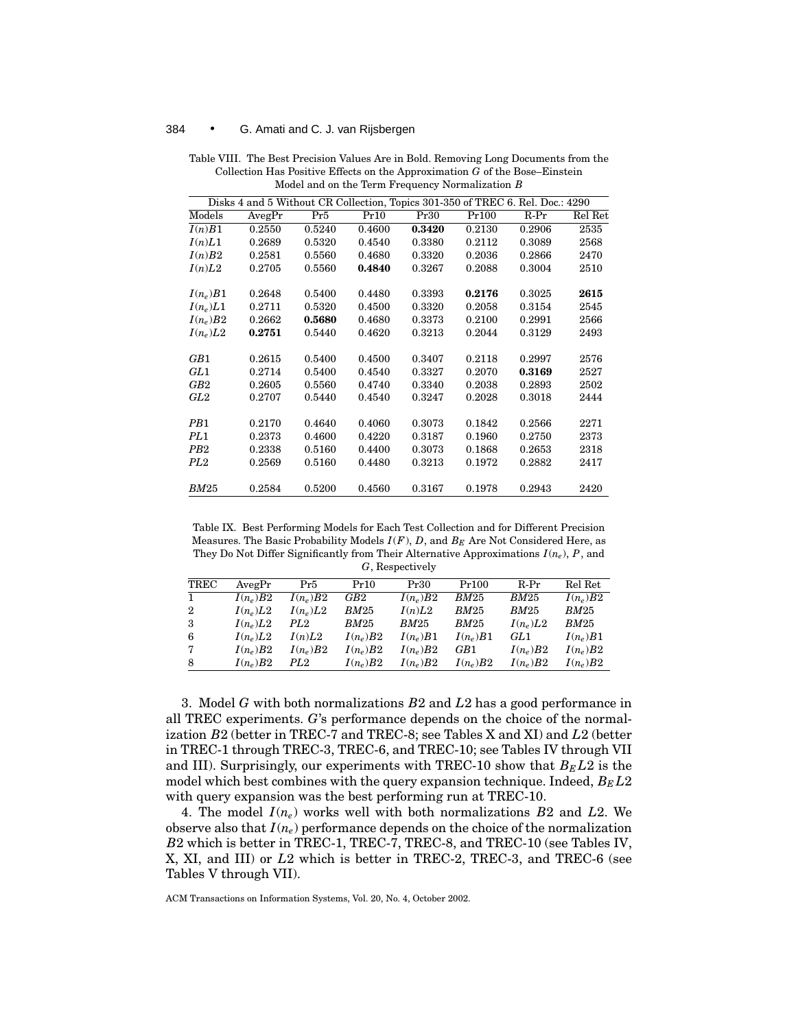Table VIII. The Best Precision Values Are in Bold. Removing Long Documents from the Collection Has Positive Effects on the Approximation $G$ of the Bose–Einstein Model and on the Term Frequency Normalization $B$

| Disks 4 and 5 Without CR Collection, Topics 301-350 of TREC 6. Rel. Doc.: 4290 | | | | | | | |
|---|---|---|---|---|---|---|---|
| Models | AvegPr | Pr5 | Pr10 | Pr30 | Pr100 | R-Pr | Rel Ret |
| $I(n)B1$ | 0.2550 | 0.5240 | 0.4600 | **0.3420** | 0.2130 | 0.2906 | 2535 |
| $I(n)L1$ | 0.2689 | 0.5320 | 0.4540 | 0.3380 | 0.2112 | 0.3089 | 2568 |
| $I(n)B2$ | 0.2581 | 0.5560 | 0.4680 | 0.3320 | 0.2036 | 0.2866 | 2470 |
| $I(n)L2$ | 0.2705 | 0.5560 | **0.4840** | 0.3267 | 0.2088 | 0.3004 | 2510 |
| $I(n_e)B1$ | 0.2648 | 0.5400 | 0.4480 | 0.3393 | **0.2176** | 0.3025 | **2615** |
| $I(n_e)L1$ | 0.2711 | 0.5320 | 0.4500 | 0.3320 | 0.2058 | 0.3154 | 2545 |
| $I(n_e)B2$ | 0.2662 | **0.5680** | 0.4680 | 0.3373 | 0.2100 | 0.2991 | 2566 |
| $I(n_e)L2$ | **0.2751** | 0.5440 | 0.4620 | 0.3213 | 0.2044 | 0.3129 | 2493 |
| $GB1$ | 0.2615 | 0.5400 | 0.4500 | 0.3407 | 0.2118 | 0.2997 | 2576 |
| $GL1$ | 0.2714 | 0.5400 | 0.4540 | 0.3327 | 0.2070 | **0.3169** | 2527 |
| $GB2$ | 0.2605 | 0.5560 | 0.4740 | 0.3340 | 0.2038 | 0.2893 | 2502 |
| $GL2$ | 0.2707 | 0.5440 | 0.4540 | 0.3247 | 0.2028 | 0.3018 | 2444 |
| $PB1$ | 0.2170 | 0.4640 | 0.4060 | 0.3073 | 0.1842 | 0.2566 | 2271 |
| $PL1$ | 0.2373 | 0.4600 | 0.4220 | 0.3187 | 0.1960 | 0.2750 | 2373 |
| $PB2$ | 0.2338 | 0.5160 | 0.4400 | 0.3073 | 0.1868 | 0.2653 | 2318 |
| $PL2$ | 0.2569 | 0.5160 | 0.4480 | 0.3213 | 0.1972 | 0.2882 | 2417 |
| $BM25$ | 0.2584 | 0.5200 | 0.4560 | 0.3167 | 0.1978 | 0.2943 | 2420 |

Table IX. Best Performing Models for Each Test Collection and for Different Precision Measures. The Basic Probability Models $I(F)$, $D$, and $B_E$ Are Not Considered Here, as They Do Not Differ Significantly from Their Alternative Approximations $I(n_e)$, $P$, and $G$, Respectively

| TREC | AvegPr | Pr5 | Pr10 | Pr30 | Pr100 | R-Pr | Rel Ret |
|---|---|---|---|---|---|---|---|
| 1 | $I(n_e)B2$ | $I(n_e)B2$ | $GB2$ | $I(n_e)B2$ | $BM25$ | $BM25$ | $I(n_e)B2$ |
| 2 | $I(n_e)L2$ | $I(n_e)L2$ | $BM25$ | $I(n)L2$ | $BM25$ | $BM25$ | $BM25$ |
| 3 | $I(n_e)L2$ | $PL2$ | $BM25$ | $BM25$ | $BM25$ | $I(n_e)L2$ | $BM25$ |
| 6 | $I(n_e)L2$ | $I(n)L2$ | $I(n_e)B2$ | $I(n_e)B1$ | $I(n_e)B1$ | $GL1$ | $I(n_e)B1$ |
| 7 | $I(n_e)B2$ | $I(n_e)B2$ | $I(n_e)B2$ | $I(n_e)B2$ | $GB1$ | $I(n_e)B2$ | $I(n_e)B2$ |
| 8 | $I(n_e)B2$ | $PL2$ | $I(n_e)B2$ | $I(n_e)B2$ | $I(n_e)B2$ | $I(n_e)B2$ | $I(n_e)B2$ |

3. Model $G$ with both normalizations $B2$ and $L2$ has a good performance in all TREC experiments. $G$'s performance depends on the choice of the normalization $B2$ (better in TREC-7 and TREC-8; see Tables X and XI) and $L2$ (better in TREC-1 through TREC-3, TREC-6, and TREC-10; see Tables IV through VII and III). Surprisingly, our experiments with TREC-10 show that $B_E L2$ is the model which best combines with the query expansion technique. Indeed, $B_E L2$ with query expansion was the best performing run at TREC-10.

4. The model $I(n_e)$ works well with both normalizations $B2$ and $L2$. We observe also that $I(n_e)$ performance depends on the choice of the normalization $B2$ which is better in TREC-1, TREC-7, TREC-8, and TREC-10 (see Tables IV, X, XI, and III) or $L2$ which is better in TREC-2, TREC-3, and TREC-6 (see Tables V through VII).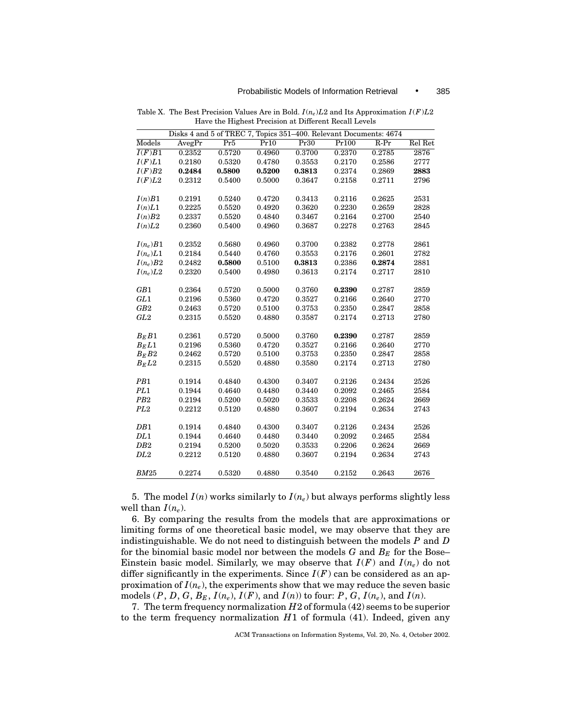Table X. The Best Precision Values Are in Bold. $I(n_e)L2$ and Its Approximation $I(F)L2$ Have the Highest Precision at Different Recall Levels

| Disks 4 and 5 of TREC 7, Topics 351–400. Relevant Documents: 4674 | | | | | | | |
|---|---|---|---|---|---|---|---|
| Models | AvegPr | Pr5 | Pr10 | Pr30 | Pr100 | R-Pr | Rel Ret |
| $I(F)B1$ | 0.2352 | 0.5720 | 0.4960 | 0.3700 | 0.2370 | 0.2785 | 2876 |
| $I(F)L1$ | 0.2180 | 0.5320 | 0.4780 | 0.3553 | 0.2170 | 0.2586 | 2777 |
| $I(F)B2$ | **0.2484** | **0.5800** | **0.5200** | **0.3813** | 0.2374 | 0.2869 | **2883** |
| $I(F)L2$ | 0.2312 | 0.5400 | 0.5000 | 0.3647 | 0.2158 | 0.2711 | 2796 |
| | | | | | | | |
| $I(n)B1$ | 0.2191 | 0.5240 | 0.4720 | 0.3413 | 0.2116 | 0.2625 | 2531 |
| $I(n)L1$ | 0.2225 | 0.5520 | 0.4920 | 0.3620 | 0.2230 | 0.2659 | 2828 |
| $I(n)B2$ | 0.2337 | 0.5520 | 0.4840 | 0.3467 | 0.2164 | 0.2700 | 2540 |
| $I(n)L2$ | 0.2360 | 0.5400 | 0.4960 | 0.3687 | 0.2278 | 0.2763 | 2845 |
| | | | | | | | |
| $I(n_e)B1$ | 0.2352 | 0.5680 | 0.4960 | 0.3700 | 0.2382 | 0.2778 | 2861 |
| $I(n_e)L1$ | 0.2184 | 0.5440 | 0.4760 | 0.3553 | 0.2176 | 0.2601 | 2782 |
| $I(n_e)B2$ | 0.2482 | **0.5800** | 0.5100 | **0.3813** | 0.2386 | **0.2874** | 2881 |
| $I(n_e)L2$ | 0.2320 | 0.5400 | 0.4980 | 0.3613 | 0.2174 | 0.2717 | 2810 |
| | | | | | | | |
| $GB1$ | 0.2364 | 0.5720 | 0.5000 | 0.3760 | **0.2390** | 0.2787 | 2859 |
| $GL1$ | 0.2196 | 0.5360 | 0.4720 | 0.3527 | 0.2166 | 0.2640 | 2770 |
| $GB2$ | 0.2463 | 0.5720 | 0.5100 | 0.3753 | 0.2350 | 0.2847 | 2858 |
| $GL2$ | 0.2315 | 0.5520 | 0.4880 | 0.3587 | 0.2174 | 0.2713 | 2780 |
| | | | | | | | |
| $B_EB1$ | 0.2361 | 0.5720 | 0.5000 | 0.3760 | **0.2390** | 0.2787 | 2859 |
| $B_EL1$ | 0.2196 | 0.5360 | 0.4720 | 0.3527 | 0.2166 | 0.2640 | 2770 |
| $B_EB2$ | 0.2462 | 0.5720 | 0.5100 | 0.3753 | 0.2350 | 0.2847 | 2858 |
| $B_EL2$ | 0.2315 | 0.5520 | 0.4880 | 0.3580 | 0.2174 | 0.2713 | 2780 |
| | | | | | | | |
| $PB1$ | 0.1914 | 0.4840 | 0.4300 | 0.3407 | 0.2126 | 0.2434 | 2526 |
| $PL1$ | 0.1944 | 0.4640 | 0.4480 | 0.3440 | 0.2092 | 0.2465 | 2584 |
| $PB2$ | 0.2194 | 0.5200 | 0.5020 | 0.3533 | 0.2208 | 0.2624 | 2669 |
| $PL2$ | 0.2212 | 0.5120 | 0.4880 | 0.3607 | 0.2194 | 0.2634 | 2743 |
| | | | | | | | |
| $DB1$ | 0.1914 | 0.4840 | 0.4300 | 0.3407 | 0.2126 | 0.2434 | 2526 |
| $DL1$ | 0.1944 | 0.4640 | 0.4480 | 0.3440 | 0.2092 | 0.2465 | 2584 |
| $DB2$ | 0.2194 | 0.5200 | 0.5020 | 0.3533 | 0.2206 | 0.2624 | 2669 |
| $DL2$ | 0.2212 | 0.5120 | 0.4880 | 0.3607 | 0.2194 | 0.2634 | 2743 |
| | | | | | | | |
| $BM25$ | 0.2274 | 0.5320 | 0.4880 | 0.3540 | 0.2152 | 0.2643 | 2676 |

5. The model $I(n)$ works similarly to $I(n_e)$ but always performs slightly less well than $I(n_e)$.

6. By comparing the results from the models that are approximations or limiting forms of one theoretical basic model, we may observe that they are indistinguishable. We do not need to distinguish between the models $P$ and $D$ for the binomial basic model nor between the models $G$ and $B_E$ for the Bose–Einstein basic model. Similarly, we may observe that $I(F)$ and $I(n_e)$ do not differ significantly in the experiments. Since $I(F)$ can be considered as an approximation of $I(n_e)$, the experiments show that we may reduce the seven basic models ($P$, $D$, $G$, $B_E$, $I(n_e)$, $I(F)$, and $I(n)$) to four: $P$, $G$, $I(n_e)$, and $I(n)$.

7. The term frequency normalization $H2$ of formula (42) seems to be superior to the term frequency normalization $H1$ of formula (41). Indeed, given any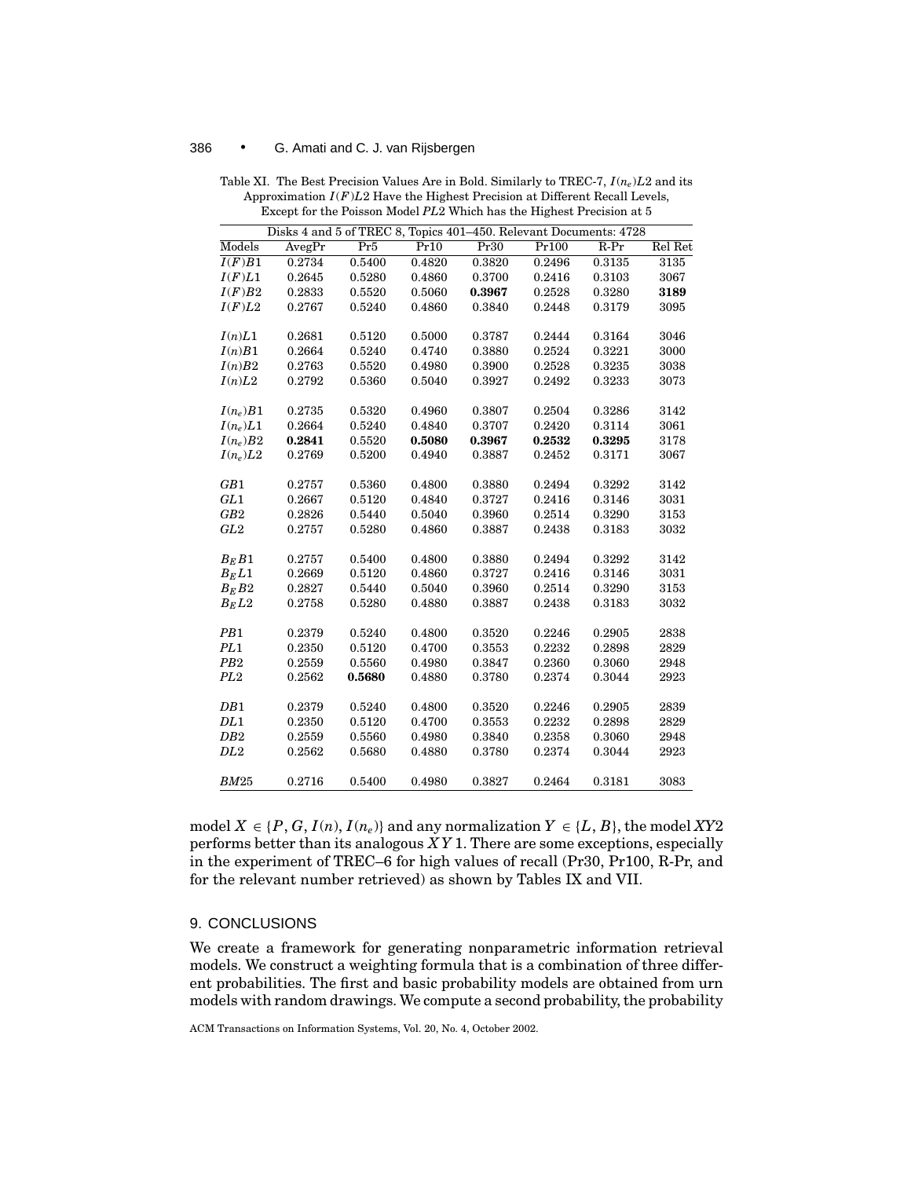Table XI. The Best Precision Values Are in Bold. Similarly to TREC-7, $I(n_e)L2$ and its Approximation $I(F)L2$ Have the Highest Precision at Different Recall Levels, Except for the Poisson Model $PL2$ Which has the Highest Precision at 5

| Disks 4 and 5 of TREC 8, Topics 401–450. Relevant Documents: 4728 | | | | | | | |
|---|---|---|---|---|---|---|---|
| Models | AvegPr | Pr5 | Pr10 | Pr30 | Pr100 | R-Pr | Rel Ret |
| $I(F)B1$ | 0.2734 | 0.5400 | 0.4820 | 0.3820 | 0.2496 | 0.3135 | 3135 |
| $I(F)L1$ | 0.2645 | 0.5280 | 0.4860 | 0.3700 | 0.2416 | 0.3103 | 3067 |
| $I(F)B2$ | 0.2833 | 0.5520 | 0.5060 | **0.3967** | 0.2528 | 0.3280 | **3189** |
| $I(F)L2$ | 0.2767 | 0.5240 | 0.4860 | 0.3840 | 0.2448 | 0.3179 | 3095 |
| $I(n)L1$ | 0.2681 | 0.5120 | 0.5000 | 0.3787 | 0.2444 | 0.3164 | 3046 |
| $I(n)B1$ | 0.2664 | 0.5240 | 0.4740 | 0.3880 | 0.2524 | 0.3221 | 3000 |
| $I(n)B2$ | 0.2763 | 0.5520 | 0.4980 | 0.3900 | 0.2528 | 0.3235 | 3038 |
| $I(n)L2$ | 0.2792 | 0.5360 | 0.5040 | 0.3927 | 0.2492 | 0.3233 | 3073 |
| $I(n_e)B1$ | 0.2735 | 0.5320 | 0.4960 | 0.3807 | 0.2504 | 0.3286 | 3142 |
| $I(n_e)L1$ | 0.2664 | 0.5240 | 0.4840 | 0.3707 | 0.2420 | 0.3114 | 3061 |
| $I(n_e)B2$ | **0.2841** | 0.5520 | **0.5080** | **0.3967** | **0.2532** | **0.3295** | 3178 |
| $I(n_e)L2$ | 0.2769 | 0.5200 | 0.4940 | 0.3887 | 0.2452 | 0.3171 | 3067 |
| $GB1$ | 0.2757 | 0.5360 | 0.4800 | 0.3880 | 0.2494 | 0.3292 | 3142 |
| $GL1$ | 0.2667 | 0.5120 | 0.4840 | 0.3727 | 0.2416 | 0.3146 | 3031 |
| $GB2$ | 0.2826 | 0.5440 | 0.5040 | 0.3960 | 0.2514 | 0.3290 | 3153 |
| $GL2$ | 0.2757 | 0.5280 | 0.4860 | 0.3887 | 0.2438 | 0.3183 | 3032 |
| $B_EB1$ | 0.2757 | 0.5400 | 0.4800 | 0.3880 | 0.2494 | 0.3292 | 3142 |
| $B_EL1$ | 0.2669 | 0.5120 | 0.4860 | 0.3727 | 0.2416 | 0.3146 | 3031 |
| $B_EB2$ | 0.2827 | 0.5440 | 0.5040 | 0.3960 | 0.2514 | 0.3290 | 3153 |
| $B_EL2$ | 0.2758 | 0.5280 | 0.4880 | 0.3887 | 0.2438 | 0.3183 | 3032 |
| $PB1$ | 0.2379 | 0.5240 | 0.4800 | 0.3520 | 0.2246 | 0.2905 | 2838 |
| $PL1$ | 0.2350 | 0.5120 | 0.4700 | 0.3553 | 0.2232 | 0.2898 | 2829 |
| $PB2$ | 0.2559 | 0.5560 | 0.4980 | 0.3847 | 0.2360 | 0.3060 | 2948 |
| $PL2$ | 0.2562 | **0.5680** | 0.4880 | 0.3780 | 0.2374 | 0.3044 | 2923 |
| $DB1$ | 0.2379 | 0.5240 | 0.4800 | 0.3520 | 0.2246 | 0.2905 | 2839 |
| $DL1$ | 0.2350 | 0.5120 | 0.4700 | 0.3553 | 0.2232 | 0.2898 | 2829 |
| $DB2$ | 0.2559 | 0.5560 | 0.4980 | 0.3840 | 0.2358 | 0.3060 | 2948 |
| $DL2$ | 0.2562 | 0.5680 | 0.4880 | 0.3780 | 0.2374 | 0.3044 | 2923 |
| $BM25$ | 0.2716 | 0.5400 | 0.4980 | 0.3827 | 0.2464 | 0.3181 | 3083 |

model $X \in \{P, G, I(n), I(n_e)\}$ and any normalization $Y \in \{L, B\}$, the model $XY2$ performs better than its analogous $XY1$. There are some exceptions, especially in the experiment of TREC–6 for high values of recall (Pr30, Pr100, R-Pr, and for the relevant number retrieved) as shown by Tables IX and VII.

## 9. CONCLUSIONS

We create a framework for generating nonparametric information retrieval models. We construct a weighting formula that is a combination of three different probabilities. The first and basic probability models are obtained from urn models with random drawings. We compute a second probability, the probability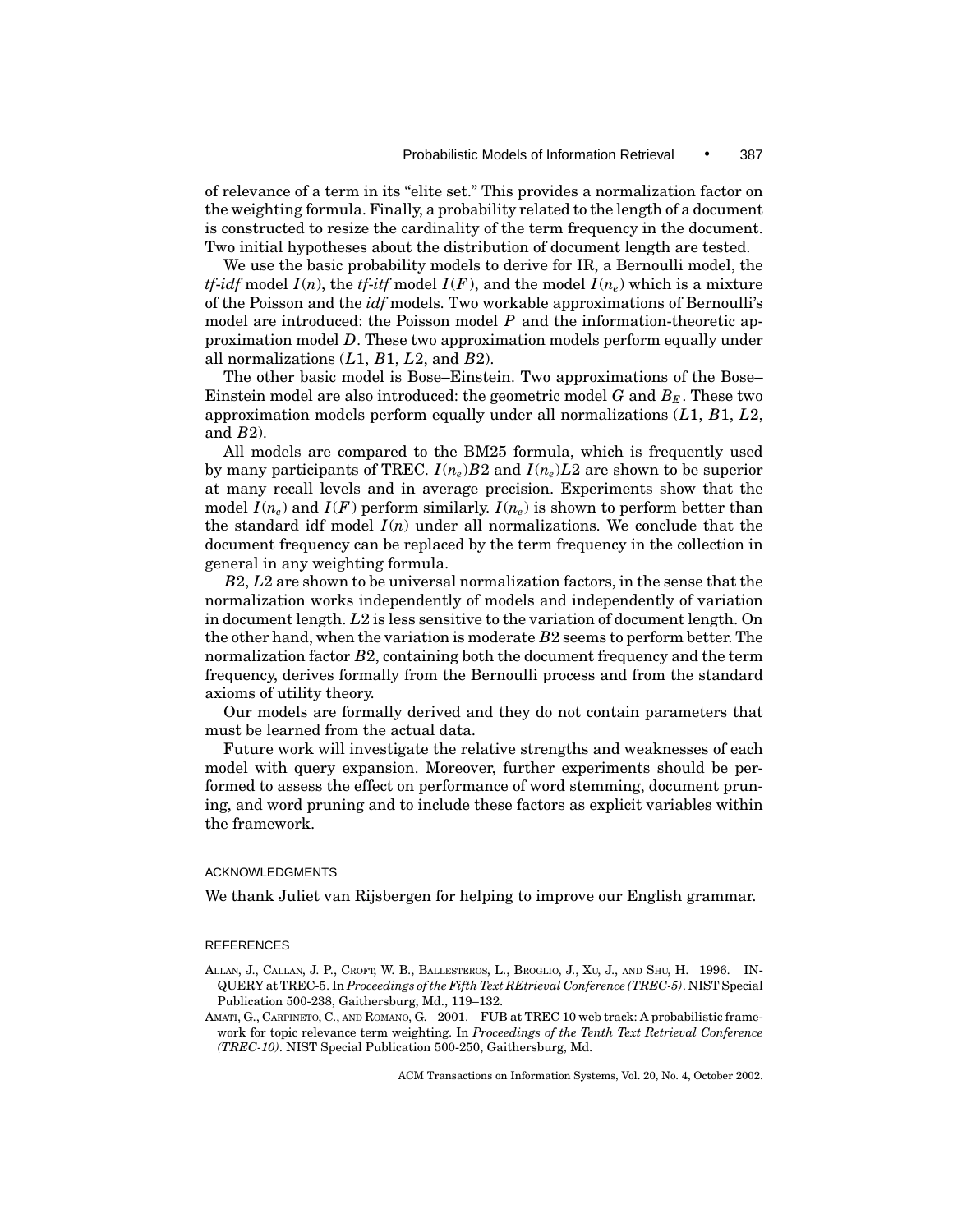of relevance of a term in its "elite set." This provides a normalization factor on the weighting formula. Finally, a probability related to the length of a document is constructed to resize the cardinality of the term frequency in the document. Two initial hypotheses about the distribution of document length are tested.

We use the basic probability models to derive for IR, a Bernoulli model, the *tf-idf* model $I(n)$, the *tf-itf* model $I(F)$, and the model $I(n_e)$ which is a mixture of the Poisson and the *idf* models. Two workable approximations of Bernoulli's model are introduced: the Poisson model $P$ and the information-theoretic approximation model $D$. These two approximation models perform equally under all normalizations ($L1$, $B1$, $L2$, and $B2$).

The other basic model is Bose–Einstein. Two approximations of the Bose–Einstein model are also introduced: the geometric model $G$ and $B_E$. These two approximation models perform equally under all normalizations ($L1$, $B1$, $L2$, and $B2$).

All models are compared to the BM25 formula, which is frequently used by many participants of TREC. $I(n_e)B2$ and $I(n_e)L2$ are shown to be superior at many recall levels and in average precision. Experiments show that the model $I(n_e)$ and $I(F)$ perform similarly. $I(n_e)$ is shown to perform better than the standard idf model $I(n)$ under all normalizations. We conclude that the document frequency can be replaced by the term frequency in the collection in general in any weighting formula.

$B2$, $L2$ are shown to be universal normalization factors, in the sense that the normalization works independently of models and independently of variation in document length. $L2$ is less sensitive to the variation of document length. On the other hand, when the variation is moderate $B2$ seems to perform better. The normalization factor $B2$, containing both the document frequency and the term frequency, derives formally from the Bernoulli process and from the standard axioms of utility theory.

Our models are formally derived and they do not contain parameters that must be learned from the actual data.

Future work will investigate the relative strengths and weaknesses of each model with query expansion. Moreover, further experiments should be performed to assess the effect on performance of word stemming, document pruning, and word pruning and to include these factors as explicit variables within the framework.

## ACKNOWLEDGMENTS

We thank Juliet van Rijsbergen for helping to improve our English grammar.

## REFERENCES

ALLAN, J., CALLAN, J. P., CROFT, W. B., BALLESTEROS, L., BROGLIO, J., XU, J., AND SHU, H. 1996. INQUERY at TREC-5. In *Proceedings of the Fifth Text REtrieval Conference (TREC-5)*. NIST Special Publication 500-238, Gaithersburg, Md., 119–132.

AMATI, G., CARPINETO, C., AND ROMANO, G. 2001. FUB at TREC 10 web track: A probabilistic framework for topic relevance term weighting. In *Proceedings of the Tenth Text Retrieval Conference (TREC-10)*. NIST Special Publication 500-250, Gaithersburg, Md.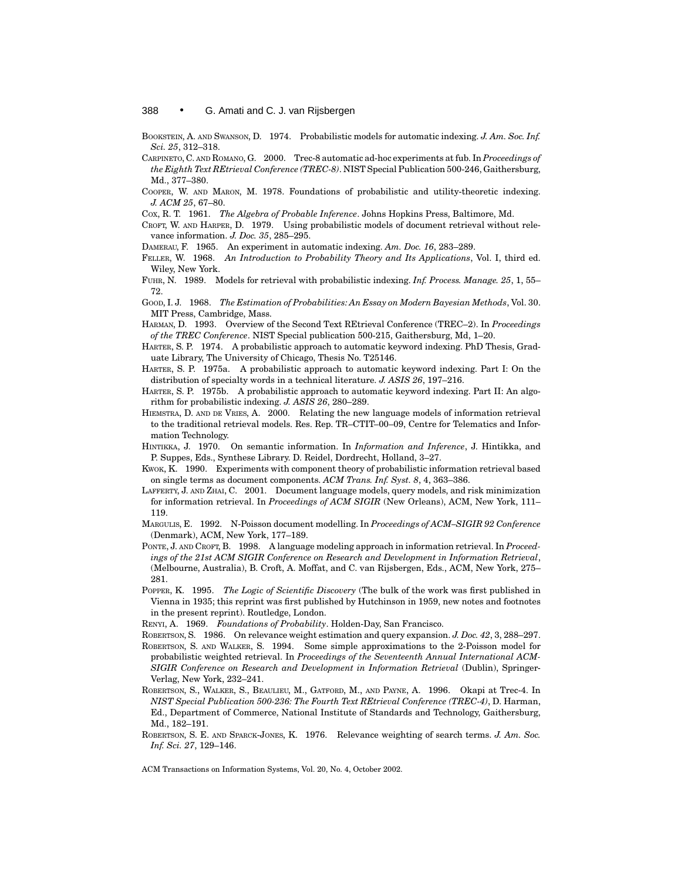BOOKSTEIN, A. AND SWANSON, D. 1974. Probabilistic models for automatic indexing. *J. Am. Soc. Inf. Sci. 25*, 312–318.

CARPINETO, C. AND ROMANO, G. 2000. Trec-8 automatic ad-hoc experiments at fub. In *Proceedings of the Eighth Text REtrieval Conference (TREC-8)*. NIST Special Publication 500-246, Gaithersburg, Md., 377–380.

COOPER, W. AND MARON, M. 1978. Foundations of probabilistic and utility-theoretic indexing. *J. ACM 25*, 67–80.

COX, R. T. 1961. *The Algebra of Probable Inference*. Johns Hopkins Press, Baltimore, Md.

CROFT, W. AND HARPER, D. 1979. Using probabilistic models of document retrieval without relevance information. *J. Doc. 35*, 285–295.

DAMERAU, F. 1965. An experiment in automatic indexing. *Am. Doc. 16*, 283–289.

FELLER, W. 1968. *An Introduction to Probability Theory and Its Applications*, Vol. I, third ed. Wiley, New York.

FUHR, N. 1989. Models for retrieval with probabilistic indexing. *Inf. Process. Manage. 25*, 1, 55–72.

GOOD, I. J. 1968. *The Estimation of Probabilities: An Essay on Modern Bayesian Methods*, Vol. 30. MIT Press, Cambridge, Mass.

HARMAN, D. 1993. Overview of the Second Text REtrieval Conference (TREC–2). In *Proceedings of the TREC Conference*. NIST Special publication 500-215, Gaithersburg, Md, 1–20.

HARTER, S. P. 1974. A probabilistic approach to automatic keyword indexing. PhD Thesis, Graduate Library, The University of Chicago, Thesis No. T25146.

HARTER, S. P. 1975a. A probabilistic approach to automatic keyword indexing. Part I: On the distribution of specialty words in a technical literature. *J. ASIS 26*, 197–216.

HARTER, S. P. 1975b. A probabilistic approach to automatic keyword indexing. Part II: An algorithm for probabilistic indexing. *J. ASIS 26*, 280–289.

HIEMSTRA, D. AND DE VRIES, A. 2000. Relating the new language models of information retrieval to the traditional retrieval models. Res. Rep. TR–CTIT–00–09, Centre for Telematics and Information Technology.

HINTIKKA, J. 1970. On semantic information. In *Information and Inference*, J. Hintikka, and P. Suppes, Eds., Synthese Library. D. Reidel, Dordrecht, Holland, 3–27.

KWOK, K. 1990. Experiments with component theory of probabilistic information retrieval based on single terms as document components. *ACM Trans. Inf. Syst. 8*, 4, 363–386.

LAFFERTY, J. AND ZHAI, C. 2001. Document language models, query models, and risk minimization for information retrieval. In *Proceedings of ACM SIGIR* (New Orleans), ACM, New York, 111–119.

MARGULIS, E. 1992. N-Poisson document modelling. In *Proceedings of ACM–SIGIR 92 Conference* (Denmark), ACM, New York, 177–189.

PONTE, J. AND CROFT, B. 1998. A language modeling approach in information retrieval. In *Proceedings of the 21st ACM SIGIR Conference on Research and Development in Information Retrieval*, (Melbourne, Australia), B. Croft, A. Moffat, and C. van Rijsbergen, Eds., ACM, New York, 275–281.

POPPER, K. 1995. *The Logic of Scientific Discovery* (The bulk of the work was first published in Vienna in 1935; this reprint was first published by Hutchinson in 1959, new notes and footnotes in the present reprint). Routledge, London.

RENYI, A. 1969. *Foundations of Probability*. Holden-Day, San Francisco.

ROBERTSON, S. 1986. On relevance weight estimation and query expansion. *J. Doc. 42*, 3, 288–297.

ROBERTSON, S. AND WALKER, S. 1994. Some simple approximations to the 2-Poisson model for probabilistic weighted retrieval. In *Proceedings of the Seventeenth Annual International ACM-SIGIR Conference on Research and Development in Information Retrieval* (Dublin), Springer-Verlag, New York, 232–241.

ROBERTSON, S., WALKER, S., BEAULIEU, M., GATFORD, M., AND PAYNE, A. 1996. Okapi at Trec-4. In *NIST Special Publication 500-236: The Fourth Text REtrieval Conference (TREC-4)*, D. Harman, Ed., Department of Commerce, National Institute of Standards and Technology, Gaithersburg, Md., 182–191.

ROBERTSON, S. E. AND SPARCK-JONES, K. 1976. Relevance weighting of search terms. *J. Am. Soc. Inf. Sci. 27*, 129–146.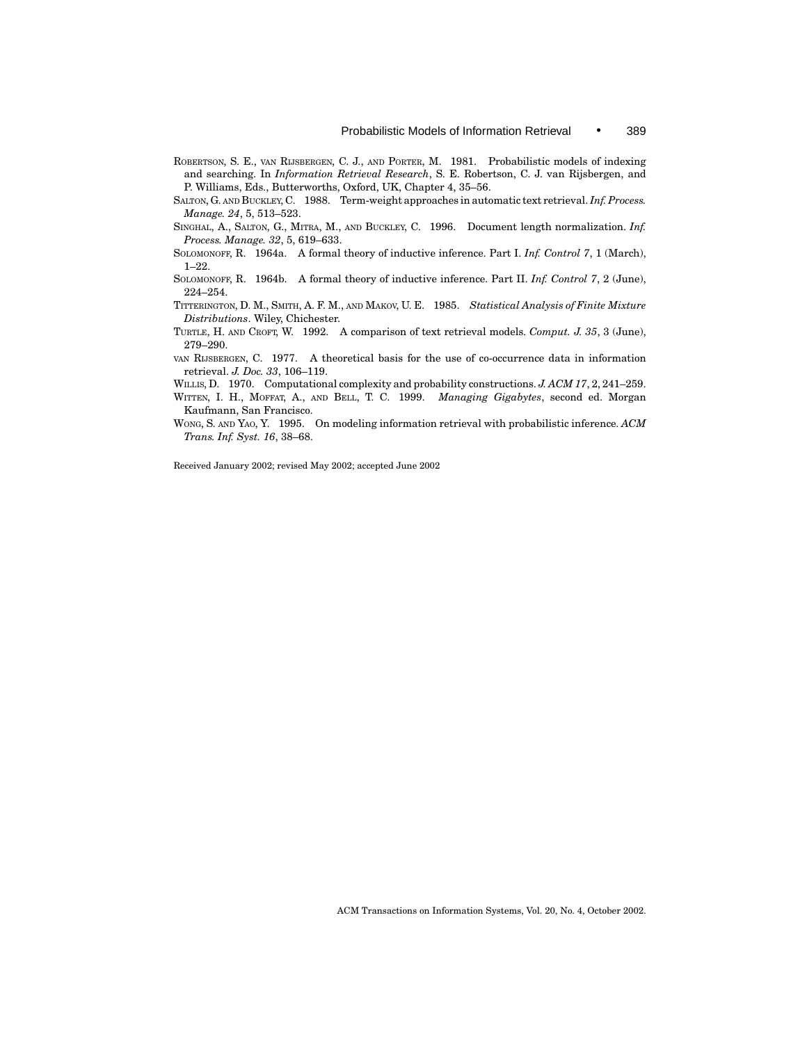ROBERTSON, S. E., VAN RIJSBERGEN, C. J., AND PORTER, M. 1981. Probabilistic models of indexing and searching. In *Information Retrieval Research*, S. E. Robertson, C. J. van Rijsbergen, and P. Williams, Eds., Butterworths, Oxford, UK, Chapter 4, 35–56.

SALTON, G. AND BUCKLEY, C. 1988. Term-weight approaches in automatic text retrieval. *Inf. Process. Manage. 24*, 5, 513–523.

SINGHAL, A., SALTON, G., MITRA, M., AND BUCKLEY, C. 1996. Document length normalization. *Inf. Process. Manage. 32*, 5, 619–633.

SOLOMONOFF, R. 1964a. A formal theory of inductive inference. Part I. *Inf. Control 7*, 1 (March), 1–22.

SOLOMONOFF, R. 1964b. A formal theory of inductive inference. Part II. *Inf. Control 7*, 2 (June), 224–254.

TITTERINGTON, D. M., SMITH, A. F. M., AND MAKOV, U. E. 1985. *Statistical Analysis of Finite Mixture Distributions*. Wiley, Chichester.

TURTLE, H. AND CROFT, W. 1992. A comparison of text retrieval models. *Comput. J. 35*, 3 (June), 279–290.

VAN RIJSBERGEN, C. 1977. A theoretical basis for the use of co-occurrence data in information retrieval. *J. Doc. 33*, 106–119.

WILLIS, D. 1970. Computational complexity and probability constructions. *J. ACM 17*, 2, 241–259.

WITTEN, I. H., MOFFAT, A., AND BELL, T. C. 1999. *Managing Gigabytes*, second ed. Morgan Kaufmann, San Francisco.

WONG, S. AND YAO, Y. 1995. On modeling information retrieval with probabilistic inference. *ACM Trans. Inf. Syst. 16*, 38–68.

Received January 2002; revised May 2002; accepted June 2002